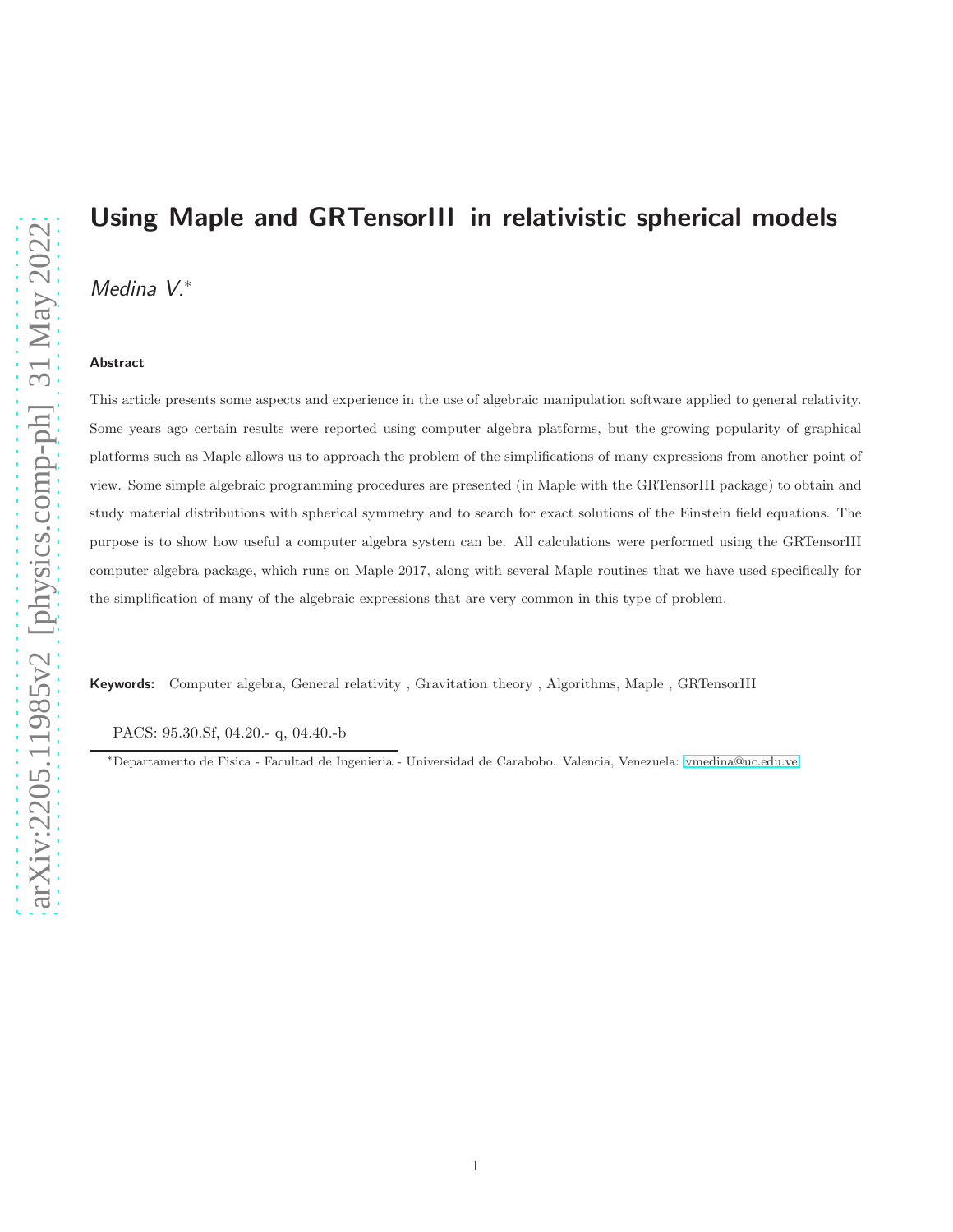# Using Maple and GRTensorIII in relativistic spherical models

*Medina V.*[*]

### Abstract

This article presents some aspects and experience in the use of algebraic manipulation software applied to general relativity. Some years ago certain results were reported using computer algebra platforms, but the growing popularity of graphical platforms such as Maple allows us to approach the problem of the simplifications of many expressions from another point of view. Some simple algebraic programming procedures are presented (in Maple with the GRTensorIII package) to obtain and study material distributions with spherical symmetry and to search for exact solutions of the Einstein field equations. The purpose is to show how useful a computer algebra system can be. All calculations were performed using the GRTensorIII computer algebra package, which runs on Maple 2017, along with several Maple routines that we have used specifically for the simplification of many of the algebraic expressions that are very common in this type of problem.

**Keywords:** Computer algebra, General relativity , Gravitation theory , Algorithms, Maple , GRTensorIII

PACS: 95.30.Sf, 04.20.- q, 04.40.-b

[*]Departamento de Fisica - Facultad de Ingenieria - Universidad de Carabobo. Valencia, Venezuela: vmedina@uc.edu.ve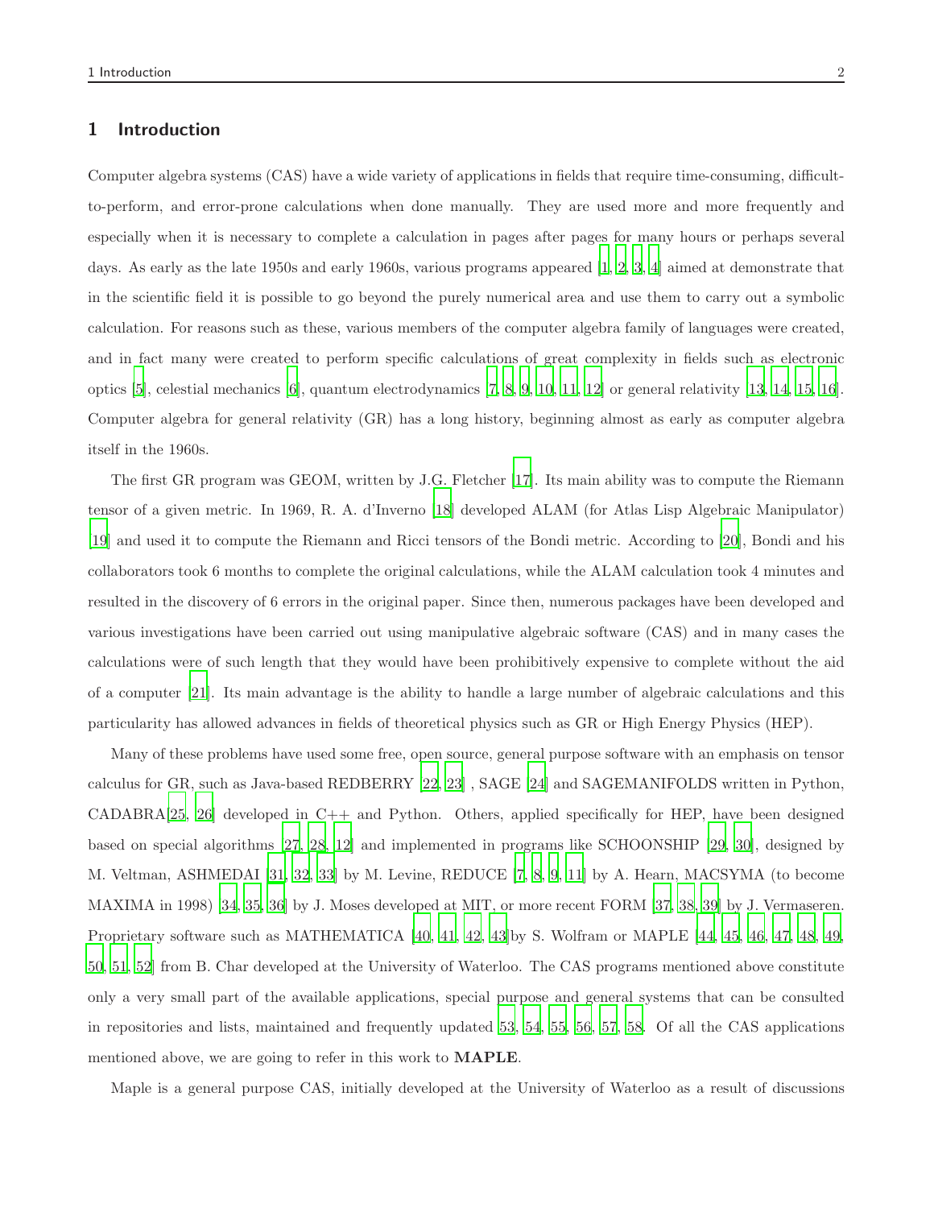## 1 Introduction

Computer algebra systems (CAS) have a wide variety of applications in fields that require time-consuming, difficult-to-perform, and error-prone calculations when done manually. They are used more and more frequently and especially when it is necessary to complete a calculation in pages after pages for many hours or perhaps several days. As early as the late 1950s and early 1960s, various programs appeared [1, 2, 3, 4] aimed at demonstrate that in the scientific field it is possible to go beyond the purely numerical area and use them to carry out a symbolic calculation. For reasons such as these, various members of the computer algebra family of languages were created, and in fact many were created to perform specific calculations of great complexity in fields such as electronic optics [5], celestial mechanics [6], quantum electrodynamics [7, 8, 9, 10, 11, 12] or general relativity [13, 14, 15, 16]. Computer algebra for general relativity (GR) has a long history, beginning almost as early as computer algebra itself in the 1960s.

The first GR program was GEOM, written by J.G. Fletcher [17]. Its main ability was to compute the Riemann tensor of a given metric. In 1969, R. A. d'Inverno [18] developed ALAM (for Atlas Lisp Algebraic Manipulator) [19] and used it to compute the Riemann and Ricci tensors of the Bondi metric. According to [20], Bondi and his collaborators took 6 months to complete the original calculations, while the ALAM calculation took 4 minutes and resulted in the discovery of 6 errors in the original paper. Since then, numerous packages have been developed and various investigations have been carried out using manipulative algebraic software (CAS) and in many cases the calculations were of such length that they would have been prohibitively expensive to complete without the aid of a computer [21]. Its main advantage is the ability to handle a large number of algebraic calculations and this particularity has allowed advances in fields of theoretical physics such as GR or High Energy Physics (HEP).

Many of these problems have used some free, open source, general purpose software with an emphasis on tensor calculus for GR, such as Java-based REDBERRY [22, 23] , SAGE [24] and SAGEMANIFOLDS written in Python, CADABRA[25, 26] developed in C++ and Python. Others, applied specifically for HEP, have been designed based on special algorithms [27, 28, 12] and implemented in programs like SCHOONSHIP [29, 30], designed by M. Veltman, ASHMEDAI [31, 32, 33] by M. Levine, REDUCE [7, 8, 9, 11] by A. Hearn, MACSYMA (to become MAXIMA in 1998) [34, 35, 36] by J. Moses developed at MIT, or more recent FORM [37, 38, 39] by J. Vermaseren. Proprietary software such as MATHEMATICA [40, 41, 42, 43]by S. Wolfram or MAPLE [44, 45, 46, 47, 48, 49, 50, 51, 52] from B. Char developed at the University of Waterloo. The CAS programs mentioned above constitute only a very small part of the available applications, special purpose and general systems that can be consulted in repositories and lists, maintained and frequently updated [53, 54, 55, 56, 57, 58]. Of all the CAS applications mentioned above, we are going to refer in this work to **MAPLE**.

Maple is a general purpose CAS, initially developed at the University of Waterloo as a result of discussions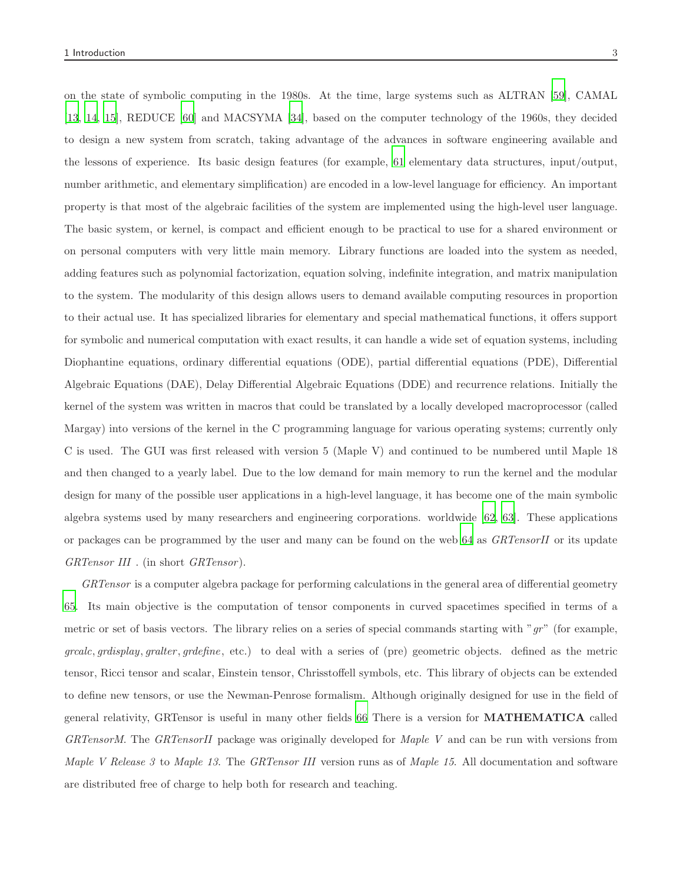on the state of symbolic computing in the 1980s. At the time, large systems such as ALTRAN [59], CAMAL [13, 14, 15], REDUCE [60] and MACSYMA [34], based on the computer technology of the 1960s, they decided to design a new system from scratch, taking advantage of the advances in software engineering available and the lessons of experience. Its basic design features (for example, [61] elementary data structures, input/output, number arithmetic, and elementary simplification) are encoded in a low-level language for efficiency. An important property is that most of the algebraic facilities of the system are implemented using the high-level user language. The basic system, or kernel, is compact and efficient enough to be practical to use for a shared environment or on personal computers with very little main memory. Library functions are loaded into the system as needed, adding features such as polynomial factorization, equation solving, indefinite integration, and matrix manipulation to the system. The modularity of this design allows users to demand available computing resources in proportion to their actual use. It has specialized libraries for elementary and special mathematical functions, it offers support for symbolic and numerical computation with exact results, it can handle a wide set of equation systems, including Diophantine equations, ordinary differential equations (ODE), partial differential equations (PDE), Differential Algebraic Equations (DAE), Delay Differential Algebraic Equations (DDE) and recurrence relations. Initially the kernel of the system was written in macros that could be translated by a locally developed macroprocessor (called Margay) into versions of the kernel in the C programming language for various operating systems; currently only C is used. The GUI was first released with version 5 (Maple V) and continued to be numbered until Maple 18 and then changed to a yearly label. Due to the low demand for main memory to run the kernel and the modular design for many of the possible user applications in a high-level language, it has become one of the main symbolic algebra systems used by many researchers and engineering corporations. worldwide [62, 63]. These applications or packages can be programmed by the user and many can be found on the web [64] as *GRTensorII* or its update *GRTensor III* . (in short *GRTensor*).

*GRTensor* is a computer algebra package for performing calculations in the general area of differential geometry [65]. Its main objective is the computation of tensor components in curved spacetimes specified in terms of a metric or set of basis vectors. The library relies on a series of special commands starting with "*gr*" (for example, *grcalc*, *grdisplay*, *gralter*, *grdefine*, etc.) to deal with a series of (pre) geometric objects. defined as the metric tensor, Ricci tensor and scalar, Einstein tensor, Chrisstoffell symbols, etc. This library of objects can be extended to define new tensors, or use the Newman-Penrose formalism. Although originally designed for use in the field of general relativity, GRTensor is useful in many other fields [66] There is a version for **MATHEMATICA** called *GRTensorM*. The *GRTensorII* package was originally developed for *Maple V* and can be run with versions from *Maple V Release 3* to *Maple 13*. The *GRTensor III* version runs as of *Maple 15*. All documentation and software are distributed free of charge to help both for research and teaching.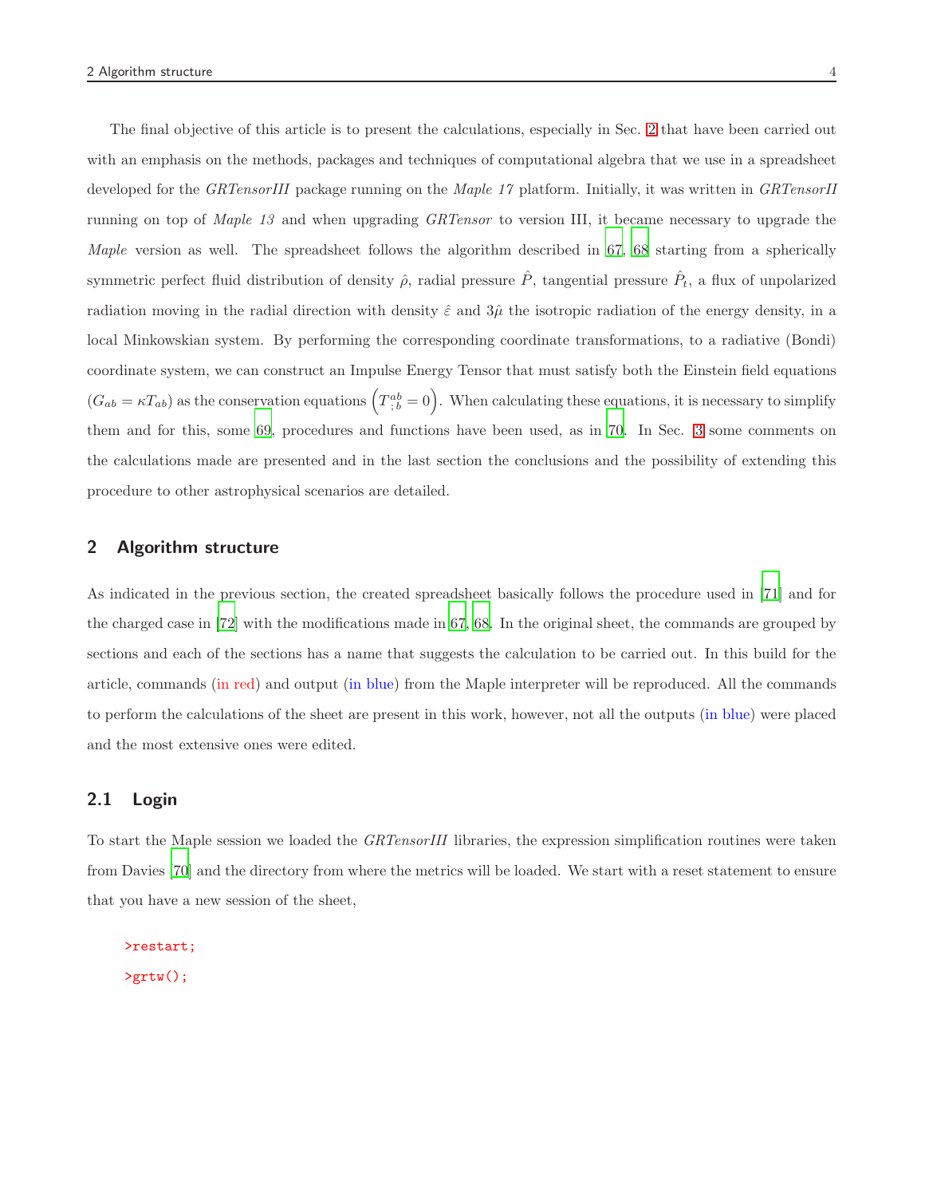The final objective of this article is to present the calculations, especially in Sec. 2 that have been carried out with an emphasis on the methods, packages and techniques of computational algebra that we use in a spreadsheet developed for the *GRTensorIII* package running on the *Maple 17* platform. Initially, it was written in *GRTensorII* running on top of *Maple 13* and when upgrading *GRTensor* to version III, it became necessary to upgrade the *Maple* version as well. The spreadsheet follows the algorithm described in [67, 68] starting from a spherically symmetric perfect fluid distribution of density $\hat{\rho}$, radial pressure $\hat{P}$, tangential pressure $\hat{P}_t$, a flux of unpolarized radiation moving in the radial direction with density $\hat{\varepsilon}$ and $3\hat{\mu}$ the isotropic radiation of the energy density, in a local Minkowskian system. By performing the corresponding coordinate transformations, to a radiative (Bondi) coordinate system, we can construct an Impulse Energy Tensor that must satisfy both the Einstein field equations ($G_{ab} = \kappa T_{ab}$) as the conservation equations $\left(T^{ab}_{\ ;b} = 0\right)$. When calculating these equations, it is necessary to simplify them and for this, some [69], procedures and functions have been used, as in [70]. In Sec. 3 some comments on the calculations made are presented and in the last section the conclusions and the possibility of extending this procedure to other astrophysical scenarios are detailed.

## 2 Algorithm structure

As indicated in the previous section, the created spreadsheet basically follows the procedure used in [71] and for the charged case in [72] with the modifications made in [67, 68]. In the original sheet, the commands are grouped by sections and each of the sections has a name that suggests the calculation to be carried out. In this build for the article, commands (in red) and output (in blue) from the Maple interpreter will be reproduced. All the commands to perform the calculations of the sheet are present in this work, however, not all the outputs (in blue) were placed and the most extensive ones were edited.

### 2.1 Login

To start the Maple session we loaded the *GRTensorIII* libraries, the expression simplification routines were taken from Davies [70] and the directory from where the metrics will be loaded. We start with a reset statement to ensure that you have a new session of the sheet,

```
>restart;
>grtw();
```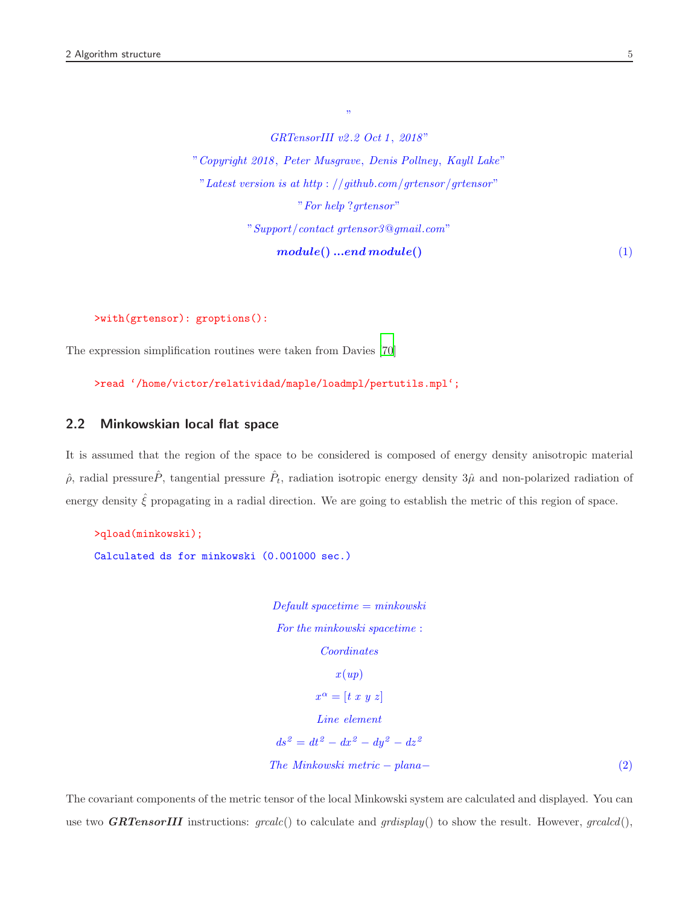"

*GRTensorIII v2.2 Oct 1, 2018"*

*"Copyright 2018, Peter Musgrave, Denis Pollney, Kayll Lake"*

*"Latest version is at http : //github.com/grtensor/grtensor"*

*"For help ?grtensor"*

*"Support/contact grtensor3@gmail.com"*

$$\textbf{\textit{module}() ...\textit{end module}()} \tag{1}$$

```
>with(grtensor): groptions():
```

The expression simplification routines were taken from Davies [70]

```
>read '/home/victor/relatividad/maple/loadmpl/pertutils.mpl';
```

## 2.2 Minkowskian local flat space

It is assumed that the region of the space to be considered is composed of energy density anisotropic material $\hat{\rho}$, radial pressure$\hat{P}$, tangential pressure $\hat{P}_t$, radiation isotropic energy density $3\hat{\mu}$ and non-polarized radiation of energy density $\hat{\xi}$ propagating in a radial direction. We are going to establish the metric of this region of space.

```
>qload(minkowski);
Calculated ds for minkowski (0.001000 sec.)
```

*Default spacetime = minkowski*

*For the minkowski spacetime :*

*Coordinates*

*x(up)*

$$x^{\alpha} = [t\ x\ y\ z]$$

*Line element*

$$ds^2 = dt^2 - dx^2 - dy^2 - dz^2$$

$$\textit{The Minkowski metric} - \textit{plana}- \tag{2}$$

The covariant components of the metric tensor of the local Minkowski system are calculated and displayed. You can use two ***GRTensorIII*** instructions: *grcalc*() to calculate and *grdisplay*() to show the result. However, *grcalcd*(),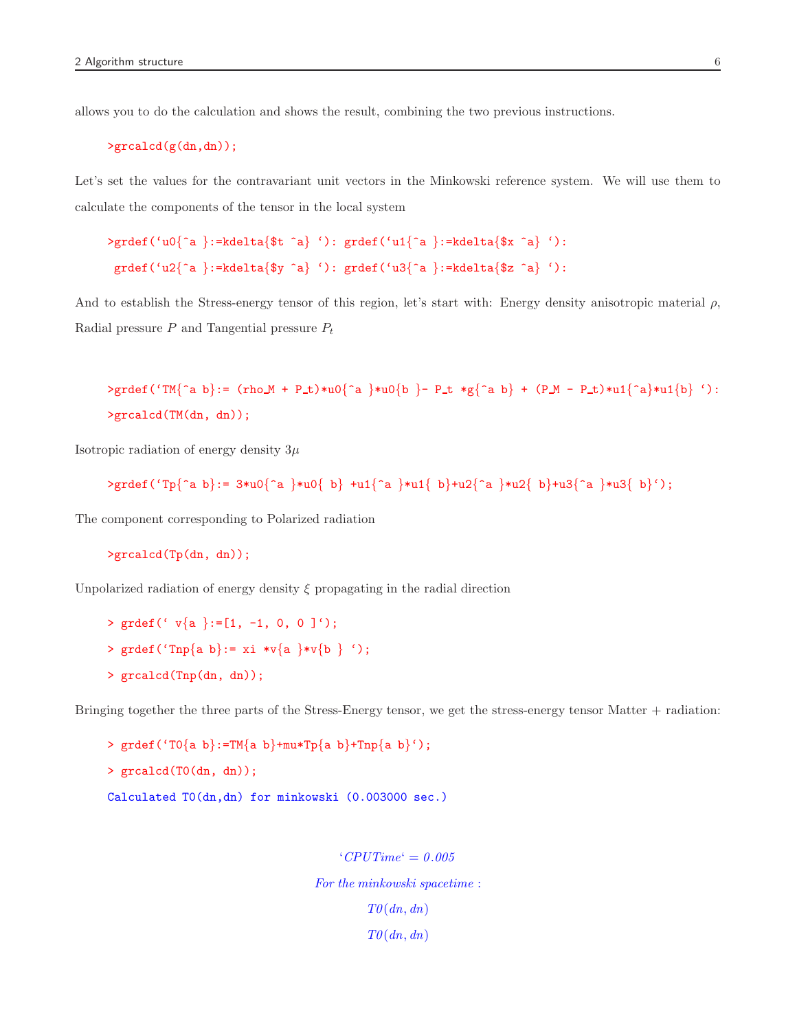allows you to do the calculation and shows the result, combining the two previous instructions.

```
>grcalcd(g(dn,dn));
```

Let's set the values for the contravariant unit vectors in the Minkowski reference system. We will use them to calculate the components of the tensor in the local system

```
>grdef(`u0{^a }:=kdelta{$t ^a} `): grdef(`u1{^a }:=kdelta{$x ^a} `):
 grdef(`u2{^a }:=kdelta{$y ^a} `): grdef(`u3{^a }:=kdelta{$z ^a} `):
```

And to establish the Stress-energy tensor of this region, let's start with: Energy density anisotropic material $\rho$, Radial pressure $P$ and Tangential pressure $P_t$

```
>grdef(`TM{^a b}:= (rho_M + P_t)*u0{^a }*u0{b }- P_t *g{^a b} + (P_M - P_t)*u1{^a}*u1{b} `):
>grcalcd(TM(dn, dn));
```

Isotropic radiation of energy density $3\mu$

```
>grdef(`Tp{^a b}:= 3*u0{^a }*u0{ b} +u1{^a }*u1{ b}+u2{^a }*u2{ b}+u3{^a }*u3{ b}`);
```

The component corresponding to Polarized radiation

```
>grcalcd(Tp(dn, dn));
```

Unpolarized radiation of energy density $\xi$ propagating in the radial direction

```
> grdef(` v{a }:=[1, -1, 0, 0 ]`);
> grdef(`Tnp{a b}:= xi *v{a }*v{b } `);
> grcalcd(Tnp(dn, dn));
```

Bringing together the three parts of the Stress-Energy tensor, we get the stress-energy tensor Matter + radiation:

```
> grdef(`T0{a b}:=TM{a b}+mu*Tp{a b}+Tnp{a b}`);
> grcalcd(T0(dn, dn));
Calculated T0(dn,dn) for minkowski (0.003000 sec.)
```

$$`CPUTime` = 0.005$$

*For the minkowski spacetime* :

$$T0(dn, dn)$$

$$T0(dn, dn)$$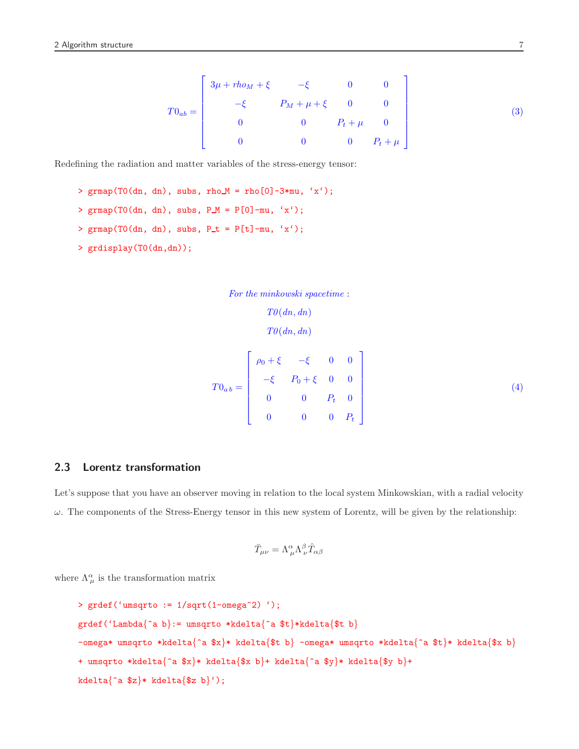$$T0_{ab} = \begin{bmatrix} 3\mu + rho_M + \xi & -\xi & 0 & 0 \\ -\xi & P_M + \mu + \xi & 0 & 0 \\ 0 & 0 & P_t + \mu & 0 \\ 0 & 0 & 0 & P_t + \mu \end{bmatrix} \tag{3}$$

Redefining the radiation and matter variables of the stress-energy tensor:

```
> grmap(T0(dn, dn), subs, rho_M = rho[0]-3*mu, ‘x‘);
> grmap(T0(dn, dn), subs, P_M = P[0]-mu, ‘x‘);
> grmap(T0(dn, dn), subs, P_t = P[t]-mu, ‘x‘);
> grdisplay(T0(dn,dn));
```

*For the minkowski spacetime* :

*T0*$(dn, dn)$

*T0*$(dn, dn)$

$$T0_{a\,b} = \begin{bmatrix} \rho_0 + \xi & -\xi & 0 & 0 \\ -\xi & P_0 + \xi & 0 & 0 \\ 0 & 0 & P_t & 0 \\ 0 & 0 & 0 & P_t \end{bmatrix} \tag{4}$$

### 2.3 Lorentz transformation

Let's suppose that you have an observer moving in relation to the local system Minkowskian, with a radial velocity $\omega$. The components of the Stress-Energy tensor in this new system of Lorentz, will be given by the relationship:

$$\bar{T}_{\mu\nu} = \Lambda^{\alpha}_{\mu} \Lambda^{\beta}_{\nu} \hat{T}_{\alpha\beta}$$

where $\Lambda^{\alpha}_{\mu}$ is the transformation matrix

```
> grdef(‘umsqrto := 1/sqrt(1-omega^2) ‘);
grdef(‘Lambda{^a b}:= umsqrto *kdelta{^a $t}*kdelta{$t b}
-omega* umsqrto *kdelta{^a $x}* kdelta{$t b} -omega* umsqrto *kdelta{^a $t}* kdelta{$x b}
+ umsqrto *kdelta{^a $x}* kdelta{$x b}+ kdelta{^a $y}* kdelta{$y b}+
kdelta{^a $z}* kdelta{$z b}‘);
```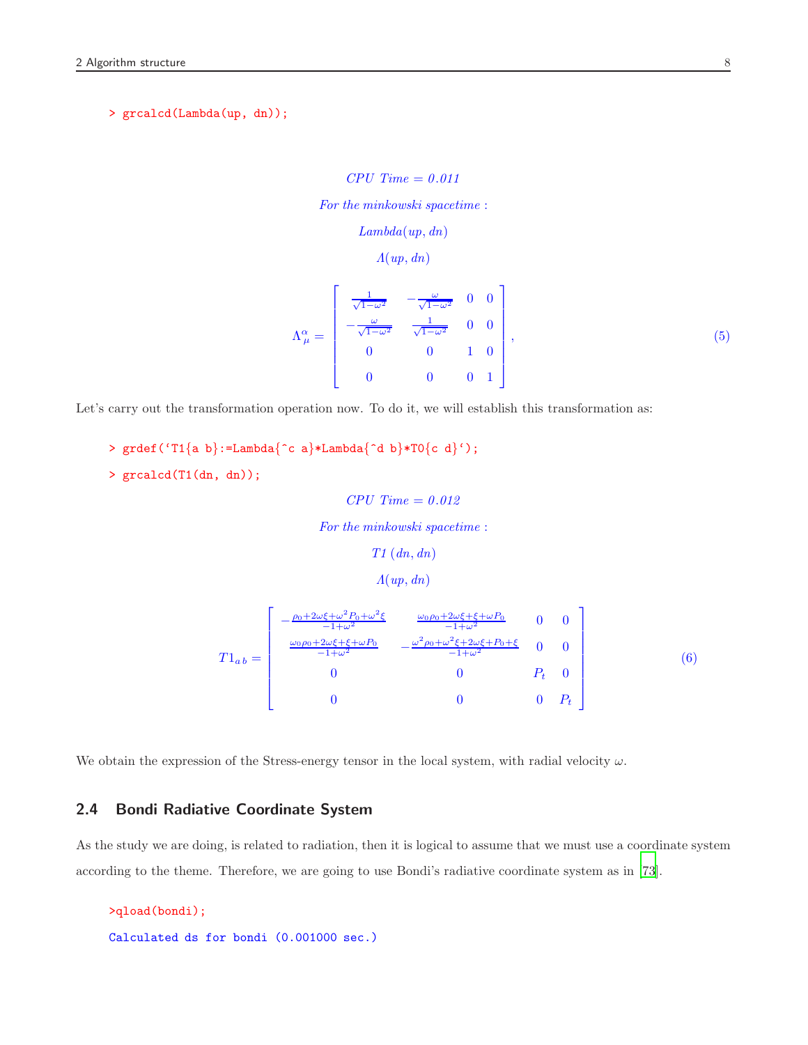```
> grcalcd(Lambda(up, dn));
```

$$CPU\ Time = 0.011$$

*For the minkowski spacetime* :

*Lambda(up, dn)*

$$\Lambda(up, dn)$$

$$\Lambda^{\alpha}_{\ \mu} = \begin{bmatrix} \frac{1}{\sqrt{1-\omega^2}} & -\frac{\omega}{\sqrt{1-\omega^2}} & 0 & 0 \\ -\frac{\omega}{\sqrt{1-\omega^2}} & \frac{1}{\sqrt{1-\omega^2}} & 0 & 0 \\ 0 & 0 & 1 & 0 \\ 0 & 0 & 0 & 1 \end{bmatrix}, \tag{5}$$

Let's carry out the transformation operation now. To do it, we will establish this transformation as:

```
> grdef(`T1{a b}:=Lambda{^c a}*Lambda{^d b}*T0{c d}`);
> grcalcd(T1(dn, dn));
```

$$CPU\ Time = 0.012$$

*For the minkowski spacetime* :

*T1 (dn, dn)*

$$\Lambda(up, dn)$$

$$T1_{a\,b} = \begin{bmatrix} -\frac{\rho_0+2\omega\xi+\omega^2 P_0+\omega^2\xi}{-1+\omega^2} & \frac{\omega_0\rho_0+2\omega\xi+\xi+\omega P_0}{-1+\omega^2} & 0 & 0 \\ \frac{\omega_0\rho_0+2\omega\xi+\xi+\omega P_0}{-1+\omega^2} & -\frac{\omega^2\rho_0+\omega^2\xi+2\omega\xi+P_0+\xi}{-1+\omega^2} & 0 & 0 \\ 0 & 0 & P_t & 0 \\ 0 & 0 & 0 & P_t \end{bmatrix} \tag{6}$$

We obtain the expression of the Stress-energy tensor in the local system, with radial velocity $\omega$.

## 2.4 Bondi Radiative Coordinate System

As the study we are doing, is related to radiation, then it is logical to assume that we must use a coordinate system according to the theme. Therefore, we are going to use Bondi's radiative coordinate system as in [73].

```
>qload(bondi);
Calculated ds for bondi (0.001000 sec.)
```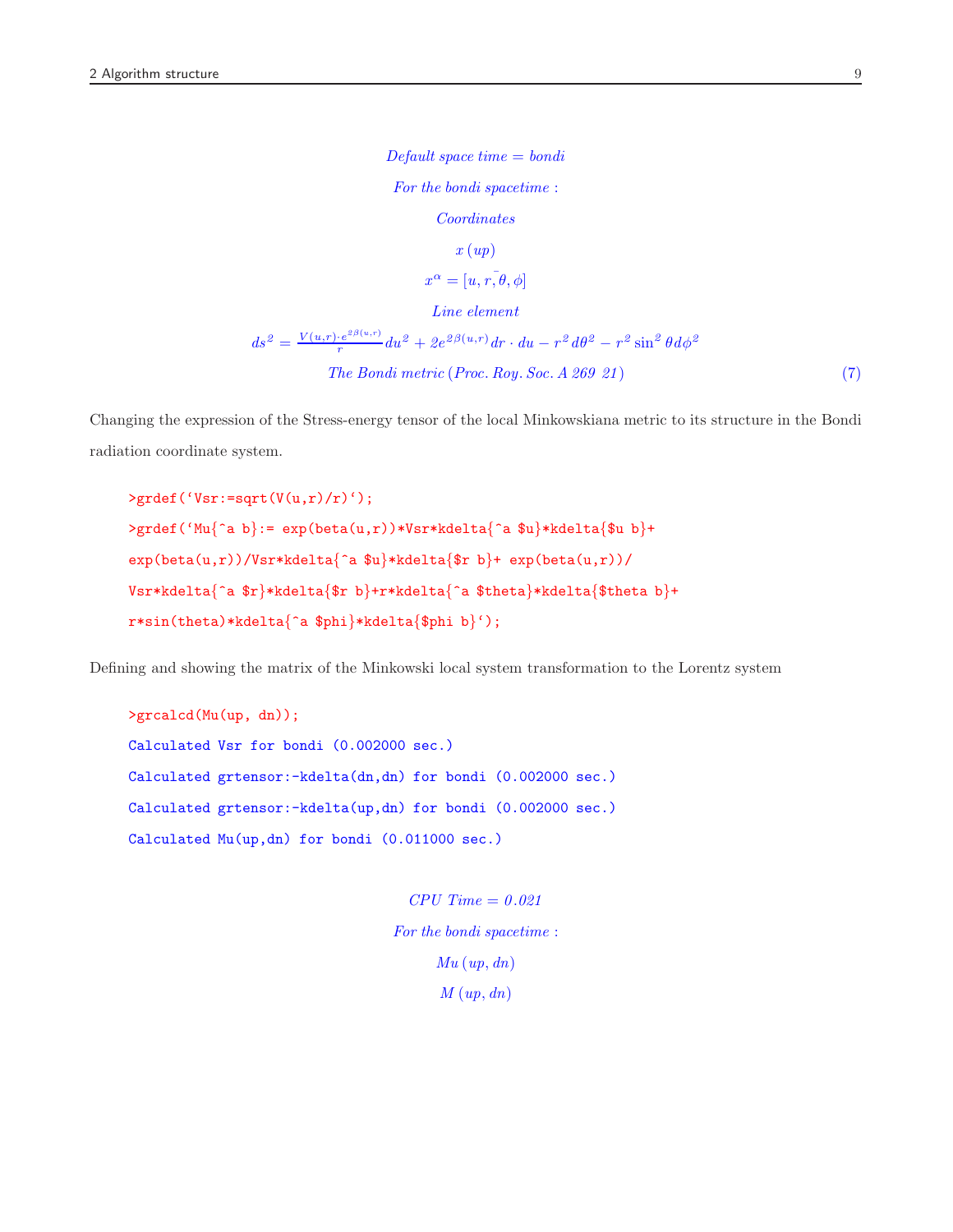$$\textit{Default space time} = \textit{bondi}$$

$$\textit{For the bondi spacetime}:$$

$$\textit{Coordinates}$$

$$x\ (up)$$

$$x^{\alpha} = [u, r, \theta, \phi]$$

$$\textit{Line element}$$

$$ds^2 = \frac{V(u,r) \cdot e^{2\beta(u,r)}}{r} du^2 + 2e^{2\beta(u,r)} dr \cdot du - r^2 d\theta^2 - r^2 \sin^2\theta d\phi^2$$

$$\textit{The Bondi metric (Proc. Roy. Soc. A 269 21)} \tag{7}$$

Changing the expression of the Stress-energy tensor of the local Minkowskiana metric to its structure in the Bondi radiation coordinate system.

```
>grdef(‘Vsr:=sqrt(V(u,r)/r)‘);
>grdef(‘Mu{^a b}:= exp(beta(u,r))*Vsr*kdelta{^a $u}*kdelta{$u b}+
exp(beta(u,r))/Vsr*kdelta{^a $u}*kdelta{$r b}+ exp(beta(u,r))/
Vsr*kdelta{^a $r}*kdelta{$r b}+r*kdelta{^a $theta}*kdelta{$theta b}+
r*sin(theta)*kdelta{^a $phi}*kdelta{$phi b}‘);
```

Defining and showing the matrix of the Minkowski local system transformation to the Lorentz system

```
>grcalcd(Mu(up, dn));
Calculated Vsr for bondi (0.002000 sec.)
Calculated grtensor:-kdelta(dn,dn) for bondi (0.002000 sec.)
Calculated grtensor:-kdelta(up,dn) for bondi (0.002000 sec.)
Calculated Mu(up,dn) for bondi (0.011000 sec.)
```

$$\textit{CPU Time} = 0.021$$

$$\textit{For the bondi spacetime}:$$

$$Mu\ (up, dn)$$

$$M\ (up, dn)$$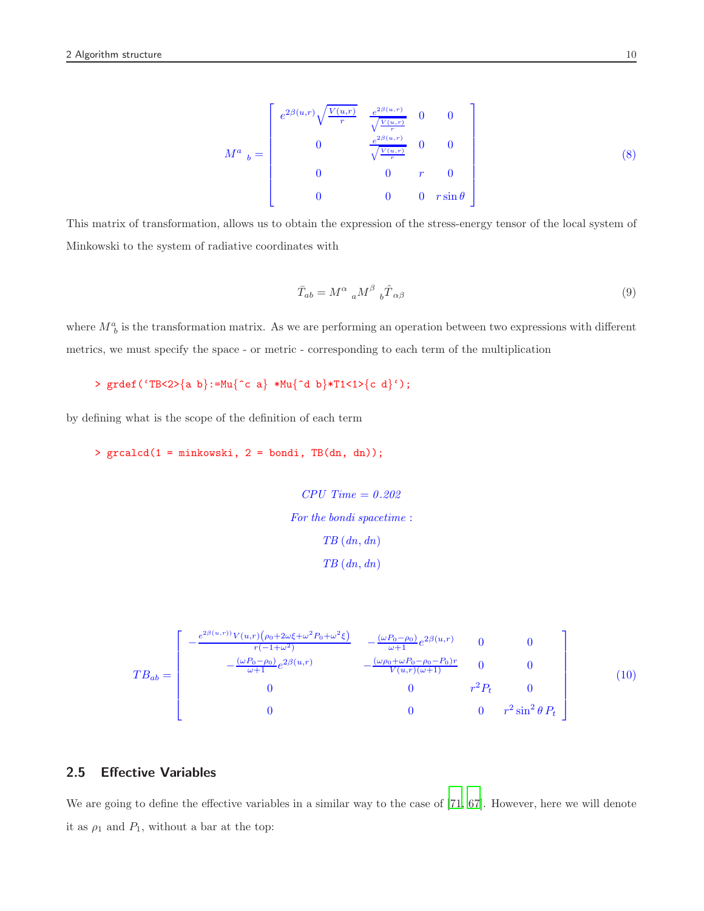$$
M^a{}_b = \begin{bmatrix} e^{2\beta(u,r)}\sqrt{\frac{V(u,r)}{r}} & \frac{e^{2\beta(u,r)}}{\sqrt{\frac{V(u,r)}{r}}} & 0 & 0 \\ 0 & \frac{e^{2\beta(u,r)}}{\sqrt{\frac{V(u,r)}{r}}} & 0 & 0 \\ 0 & 0 & r & 0 \\ 0 & 0 & 0 & r\sin\theta \end{bmatrix} \tag{8}
$$

This matrix of transformation, allows us to obtain the expression of the stress-energy tensor of the local system of Minkowski to the system of radiative coordinates with

$$
\bar{T}_{ab} = M^{\alpha}{}_a M^{\beta}{}_b \hat{T}_{\alpha\beta} \tag{9}
$$

where $M^a_b$ is the transformation matrix. As we are performing an operation between two expressions with different metrics, we must specify the space - or metric - corresponding to each term of the multiplication

```
> grdef(`TB<2>{a b}:=Mu{^c a} *Mu{^d b}*T1<1>{c d}`);
```

by defining what is the scope of the definition of each term

```
> grcalcd(1 = minkowski, 2 = bondi, TB(dn, dn));
```

*CPU Time = 0.202*

*For the bondi spacetime :*

$TB\,(dn, dn)$

$TB\,(dn, dn)$

$$
TB_{ab} = \begin{bmatrix} -\frac{e^{2\beta(u,r))}V(u,r)\left(\rho_0+2\omega\xi+\omega^2P_0+\omega^2\xi\right)}{r(-1+\omega^2)} & -\frac{(\omega P_0-\rho_0)}{\omega+1}e^{2\beta(u,r)} & 0 & 0 \\ -\frac{(\omega P_0-\rho_0)}{\omega+1}e^{2\beta(u,r)} & -\frac{(\omega\rho_0+\omega P_0-\rho_0-P_0)r}{V(u,r)(\omega+1)} & 0 & 0 \\ 0 & 0 & r^2P_t & 0 \\ 0 & 0 & 0 & r^2\sin^2\theta\,P_t \end{bmatrix} \tag{10}
$$

## 2.5 Effective Variables

We are going to define the effective variables in a similar way to the case of [71, 67]. However, here we will denote it as $\rho_1$ and $P_1$, without a bar at the top: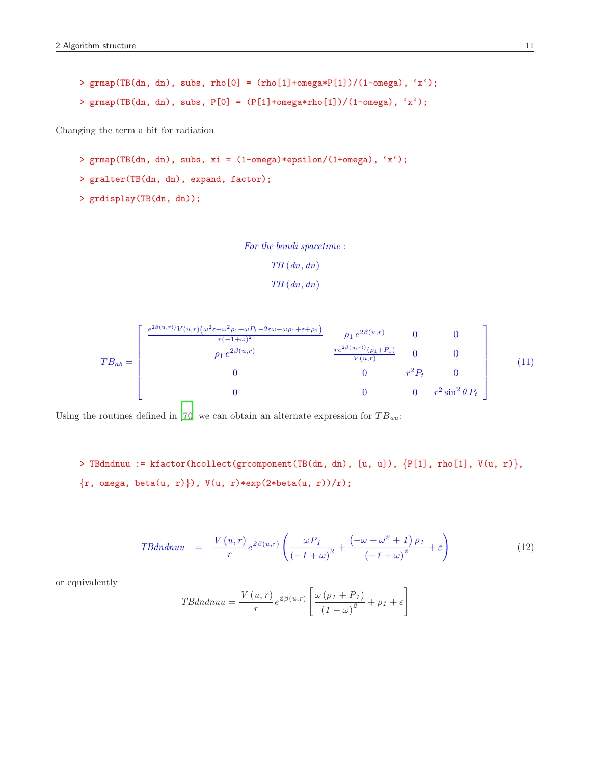```
> grmap(TB(dn, dn), subs, rho[0] = (rho[1]+omega*P[1])/(1-omega), `x`);
> grmap(TB(dn, dn), subs, P[0] = (P[1]+omega*rho[1])/(1-omega), `x`);
```

Changing the term a bit for radiation

```
> grmap(TB(dn, dn), subs, xi = (1-omega)*epsilon/(1+omega), `x`);
> gralter(TB(dn, dn), expand, factor);
> grdisplay(TB(dn, dn));
```

*For the bondi spacetime :*

*TB (dn, dn)*

*TB (dn, dn)*

$$TB_{ab} = \begin{bmatrix} \frac{e^{2\beta(u,r))} V(u,r)\left(\omega^2\varepsilon+\omega^2\rho_1+\omega P_1-2\varepsilon\omega-\omega\rho_1+\varepsilon+\rho_1\right)}{r(-1+\omega)^2} & \rho_1\, e^{2\beta(u,r)} & 0 & 0 \\ \rho_1\, e^{2\beta(u,r)} & \frac{re^{2\beta(u,r))}(\rho_1+P_1)}{V(u,r)} & 0 & 0 \\ 0 & 0 & r^2 P_t & 0 \\ 0 & 0 & 0 & r^2\sin^2\theta\, P_t \end{bmatrix} \tag{11}$$

Using the routines defined in [70] we can obtain an alternate expression for $TB_{uu}$:

```
> TBdndnuu := kfactor(hcollect(grcomponent(TB(dn, dn), [u, u]), {P[1], rho[1], V(u, r)},
{r, omega, beta(u, r)}), V(u, r)*exp(2*beta(u, r))/r);
```

$$TBdndnuu \;=\; \frac{V(u,r)}{r} e^{2\beta(u,r)} \left( \frac{\omega P_1}{(-1+\omega)^2} + \frac{\left(-\omega+\omega^2+1\right)\rho_1}{(-1+\omega)^2} + \varepsilon \right) \tag{12}$$

or equivalently

$$TBdndnuu = \frac{V(u,r)}{r} e^{2\beta(u,r)} \left[ \frac{\omega(\rho_1+P_1)}{(1-\omega)^2} + \rho_1 + \varepsilon \right]$$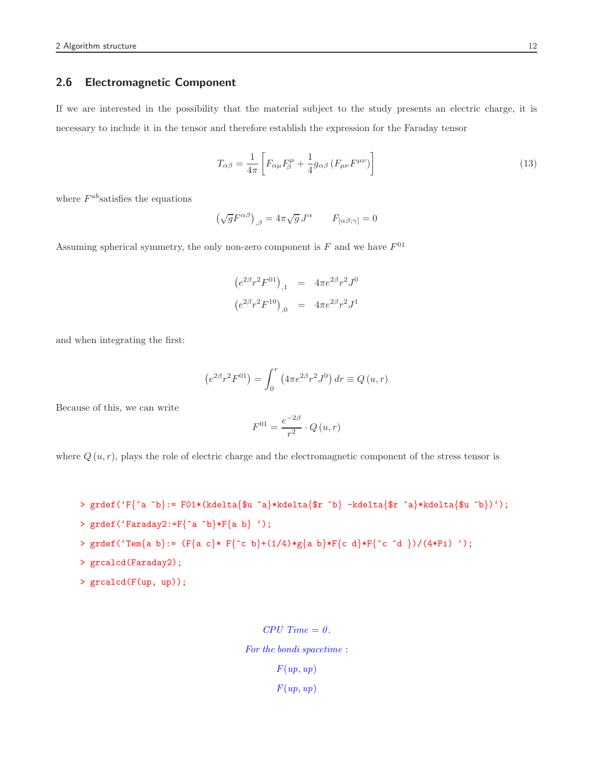## 2.6 Electromagnetic Component

If we are interested in the possibility that the material subject to the study presents an electric charge, it is necessary to include it in the tensor and therefore establish the expression for the Faraday tensor

$$T_{\alpha\beta} = \frac{1}{4\pi}\left[F_{\alpha\mu}F^{\mu}_{\beta} + \frac{1}{4}g_{\alpha\beta}\left(F_{\mu\nu}F^{\mu\nu}\right)\right] \tag{13}$$

where $F^{ab}$satisfies the equations

$$\left(\sqrt{g}F^{\alpha\beta}\right)_{,\beta} = 4\pi\sqrt{g}\,J^{\alpha} \qquad F_{[\alpha\beta;\gamma]} = 0$$

Assuming spherical symmetry, the only non-zero component is $F$ and we have $F^{01}$

$$\begin{aligned}
\left(e^{2\beta}r^{2}F^{01}\right)_{,1} &= 4\pi e^{2\beta}r^{2}J^{0} \\
\left(e^{2\beta}r^{2}F^{10}\right)_{,0} &= 4\pi e^{2\beta}r^{2}J^{1}
\end{aligned}$$

and when integrating the first:

$$\left(e^{2\beta}r^{2}F^{01}\right) = \int_{0}^{r}\left(4\pi e^{2\beta}r^{2}J^{0}\right)dr \equiv Q\left(u,r\right)$$

Because of this, we can write

$$F^{01} = \frac{e^{-2\beta}}{r^{2}}\cdot Q\left(u,r\right)$$

where $Q\left(u,r\right)$, plays the role of electric charge and the electromagnetic component of the stress tensor is

```
> grdef(`F{^a ^b}:= F01*(kdelta{$u ^a}*kdelta{$r ^b} -kdelta{$r ^a}*kdelta{$u ^b})`);
> grdef(`Faraday2:=F{^a ^b}*F{a b} `);
> grdef(`Tem{a b}:= (F{a c}* F{^c b}+(1/4)*g{a b}*F{c d}*F{^c ^d })/(4*Pi) `);
> grcalcd(Faraday2);
> grcalcd(F(up, up));
```

*CPU Time = 0.*

*For the bondi spacetime :*

*F(up, up)*

*F(up, up)*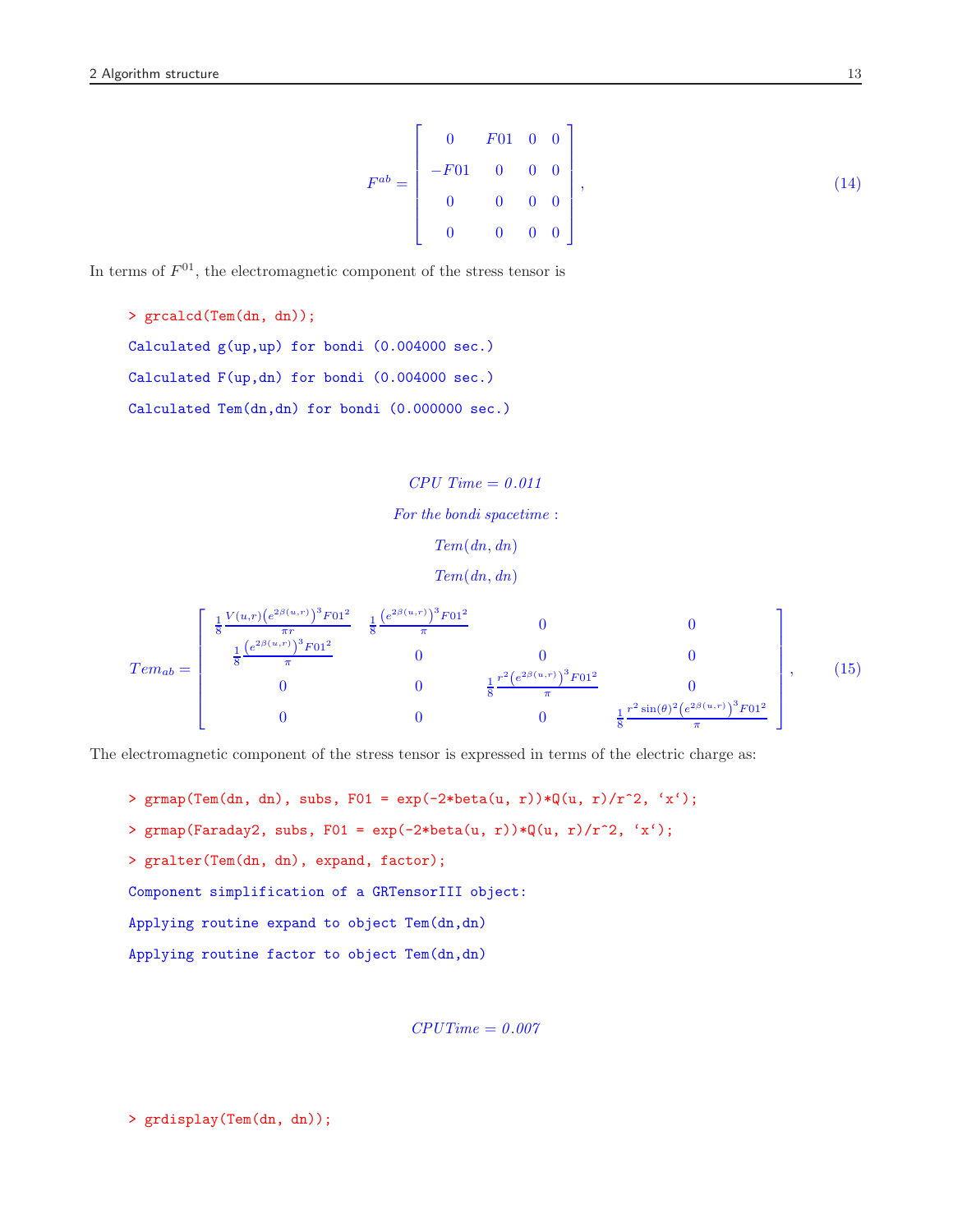$$F^{ab} = \begin{bmatrix} 0 & F01 & 0 & 0 \\ -F01 & 0 & 0 & 0 \\ 0 & 0 & 0 & 0 \\ 0 & 0 & 0 & 0 \end{bmatrix}, \tag{14}$$

In terms of $F^{01}$, the electromagnetic component of the stress tensor is

```
> grcalcd(Tem(dn, dn));
Calculated g(up,up) for bondi (0.004000 sec.)
Calculated F(up,dn) for bondi (0.004000 sec.)
Calculated Tem(dn,dn) for bondi (0.000000 sec.)
```

$$CPU\ Time = 0.011$$

$$For\ the\ bondi\ spacetime:$$

$$Tem(dn, dn)$$

$$Tem(dn, dn)$$

$$Tem_{ab} = \begin{bmatrix} \frac{1}{8}\frac{V(u,r)\left(e^{2\beta(u,r)}\right)^3 F01^2}{\pi r} & \frac{1}{8}\frac{\left(e^{2\beta(u,r)}\right)^3 F01^2}{\pi} & 0 & 0 \\ \frac{1}{8}\frac{\left(e^{2\beta(u,r)}\right)^3 F01^2}{\pi} & 0 & 0 & 0 \\ 0 & 0 & \frac{1}{8}\frac{r^2\left(e^{2\beta(u,r)}\right)^3 F01^2}{\pi} & 0 \\ 0 & 0 & 0 & \frac{1}{8}\frac{r^2\sin(\theta)^2\left(e^{2\beta(u,r)}\right)^3 F01^2}{\pi} \end{bmatrix}, \tag{15}$$

The electromagnetic component of the stress tensor is expressed in terms of the electric charge as:

```
> grmap(Tem(dn, dn), subs, F01 = exp(-2*beta(u, r))*Q(u, r)/r^2, `x`);
> grmap(Faraday2, subs, F01 = exp(-2*beta(u, r))*Q(u, r)/r^2, `x`);
> gralter(Tem(dn, dn), expand, factor);
Component simplification of a GRTensorIII object:
Applying routine expand to object Tem(dn,dn)
Applying routine factor to object Tem(dn,dn)
```

$$CPUTime = 0.007$$

```
> grdisplay(Tem(dn, dn));
```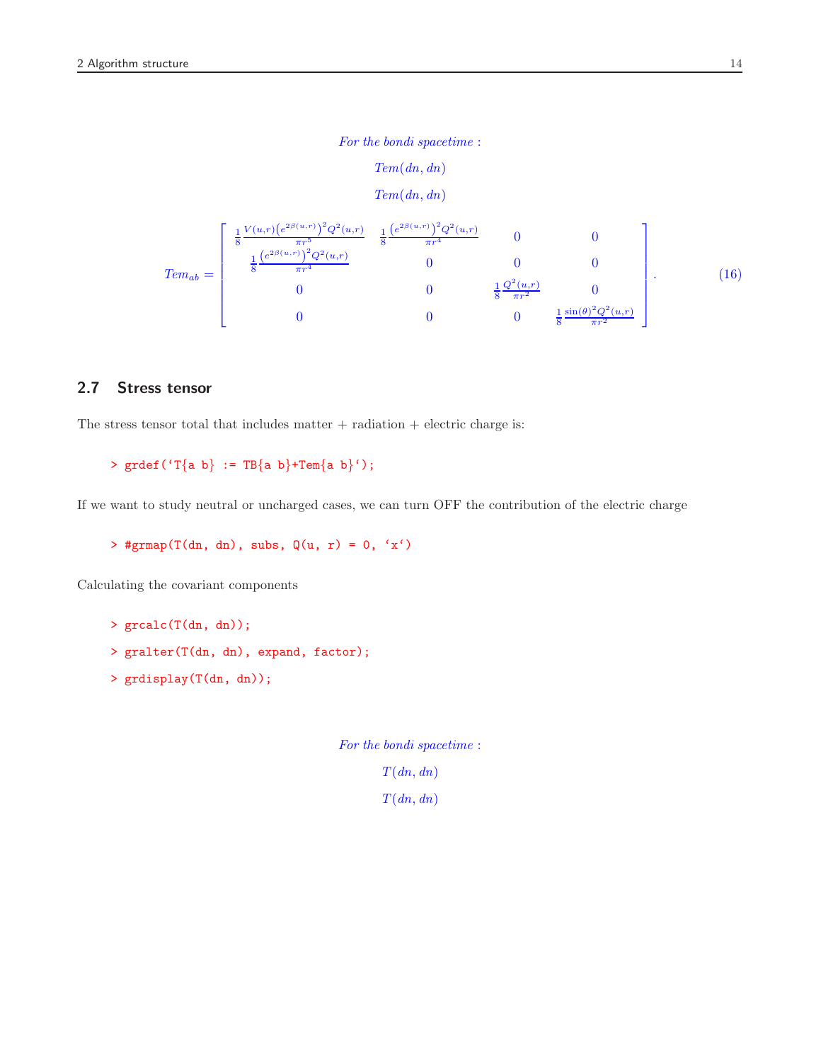*For the bondi spacetime :*

*Tem(dn, dn)*

*Tem(dn, dn)*

$$
Tem_{ab} = \begin{bmatrix} \frac{1}{8}\frac{V(u,r)\left(e^{2\beta(u,r)}\right)^2 Q^2(u,r)}{\pi r^5} & \frac{1}{8}\frac{\left(e^{2\beta(u,r)}\right)^2 Q^2(u,r)}{\pi r^4} & 0 & 0 \\ \frac{1}{8}\frac{\left(e^{2\beta(u,r)}\right)^2 Q^2(u,r)}{\pi r^4} & 0 & 0 & 0 \\ 0 & 0 & \frac{1}{8}\frac{Q^2(u,r)}{\pi r^2} & 0 \\ 0 & 0 & 0 & \frac{1}{8}\frac{\sin(\theta)^2 Q^2(u,r)}{\pi r^2} \end{bmatrix}. \tag{16}
$$

## 2.7 Stress tensor

The stress tensor total that includes matter + radiation + electric charge is:

```
> grdef(`T{a b} := TB{a b}+Tem{a b}`);
```

If we want to study neutral or uncharged cases, we can turn OFF the contribution of the electric charge

```
> #grmap(T(dn, dn), subs, Q(u, r) = 0, `x`)
```

Calculating the covariant components

```
> grcalc(T(dn, dn));
> gralter(T(dn, dn), expand, factor);
> grdisplay(T(dn, dn));
```

*For the bondi spacetime :*

*T(dn, dn)*

*T(dn, dn)*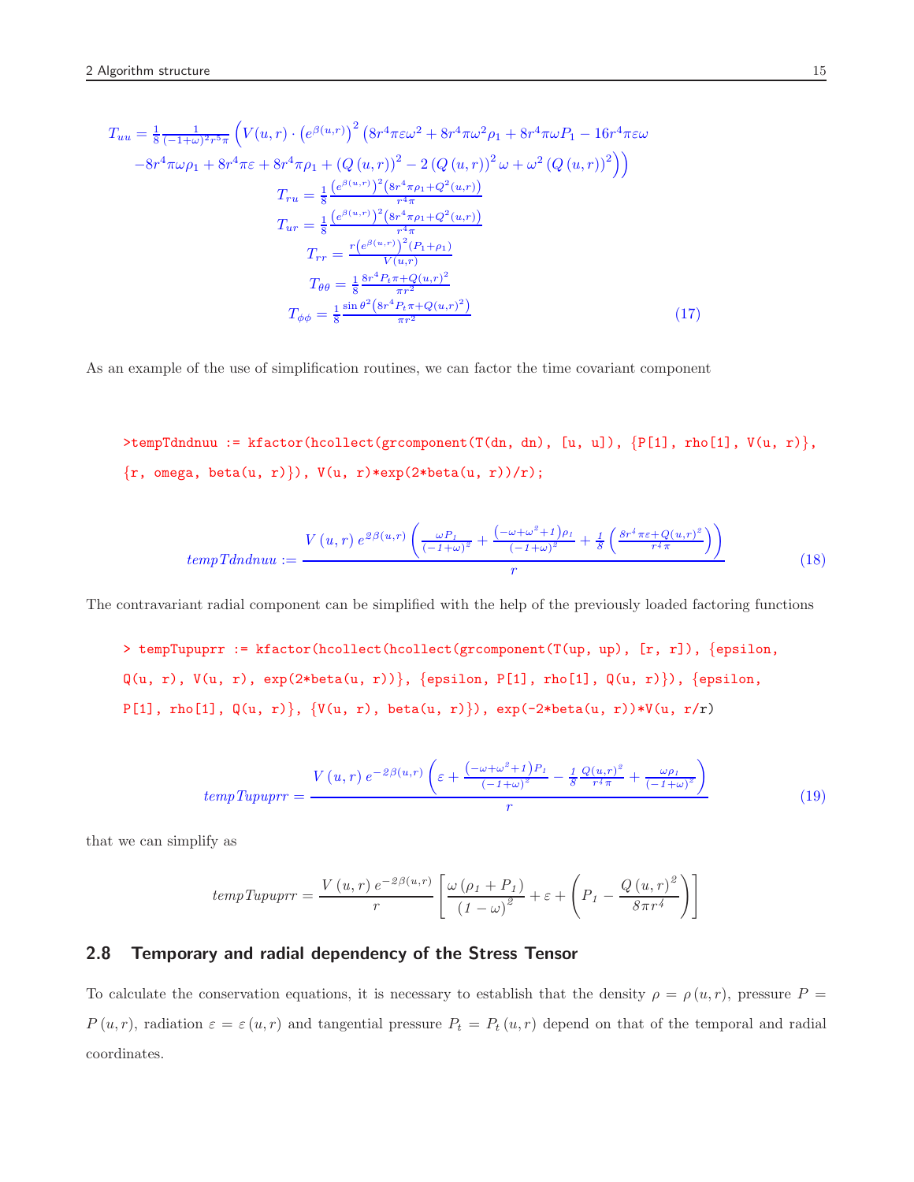$$T_{uu} = \frac{1}{8}\frac{1}{(-1+\omega)^2 r^5 \pi}\left(V(u,r)\cdot\left(e^{\beta(u,r)}\right)^2\left(8r^4\pi\varepsilon\omega^2 + 8r^4\pi\omega^2\rho_1 + 8r^4\pi\omega P_1 - 16r^4\pi\varepsilon\omega\right.\right.$$
$$\left.\left.-8r^4\pi\omega\rho_1 + 8r^4\pi\varepsilon + 8r^4\pi\rho_1 + (Q(u,r))^2 - 2(Q(u,r))^2\omega + \omega^2(Q(u,r))^2\right)\right)$$
$$T_{ru} = \frac{1}{8}\frac{\left(e^{\beta(u,r)}\right)^2\left(8r^4\pi\rho_1 + Q^2(u,r)\right)}{r^4\pi}$$
$$T_{ur} = \frac{1}{8}\frac{\left(e^{\beta(u,r)}\right)^2\left(8r^4\pi\rho_1 + Q^2(u,r)\right)}{r^4\pi}$$
$$T_{rr} = \frac{r\left(e^{\beta(u,r)}\right)^2(P_1+\rho_1)}{V(u,r)}$$
$$T_{\theta\theta} = \frac{1}{8}\frac{8r^4P_t\pi + Q(u,r)^2}{\pi r^2}$$
$$T_{\phi\phi} = \frac{1}{8}\frac{\sin\theta^2\left(8r^4P_t\pi + Q(u,r)^2\right)}{\pi r^2} \tag{17}$$

As an example of the use of simplification routines, we can factor the time covariant component

```
>tempTdndnuu := kfactor(hcollect(grcomponent(T(dn, dn), [u, u]), {P[1], rho[1], V(u, r)},
{r, omega, beta(u, r)}), V(u, r)*exp(2*beta(u, r))/r);
```

$$tempTdndnuu := \frac{V(u,r)\,e^{2\beta(u,r)}\left(\frac{\omega P_1}{(-1+\omega)^2} + \frac{\left(-\omega+\omega^2+1\right)\rho_1}{(-1+\omega)^2} + \frac{1}{8}\left(\frac{8r^4\pi\varepsilon + Q(u,r)^2}{r^4\pi}\right)\right)}{r} \tag{18}$$

The contravariant radial component can be simplified with the help of the previously loaded factoring functions

```
> tempTupuprr := kfactor(hcollect(hcollect(grcomponent(T(up, up), [r, r]), {epsilon,
Q(u, r), V(u, r), exp(2*beta(u, r))}, {epsilon, P[1], rho[1], Q(u, r)}), {epsilon,
P[1], rho[1], Q(u, r)}, {V(u, r), beta(u, r)}), exp(-2*beta(u, r))*V(u, r/r)
```

$$tempTupuprr = \frac{V(u,r)\,e^{-2\beta(u,r)}\left(\varepsilon + \frac{\left(-\omega+\omega^2+1\right)P_1}{(-1+\omega)^2} - \frac{1}{8}\frac{Q(u,r)^2}{r^4\pi} + \frac{\omega\rho_1}{(-1+\omega)^2}\right)}{r} \tag{19}$$

that we can simplify as

$$tempTupuprr = \frac{V(u,r)\,e^{-2\beta(u,r)}}{r}\left[\frac{\omega(\rho_1+P_1)}{(1-\omega)^2} + \varepsilon + \left(P_1 - \frac{Q(u,r)^2}{8\pi r^4}\right)\right]$$

## 2.8 Temporary and radial dependency of the Stress Tensor

To calculate the conservation equations, it is necessary to establish that the density $\rho = \rho(u,r)$, pressure $P = P(u,r)$, radiation $\varepsilon = \varepsilon(u,r)$ and tangential pressure $P_t = P_t(u,r)$ depend on that of the temporal and radial coordinates.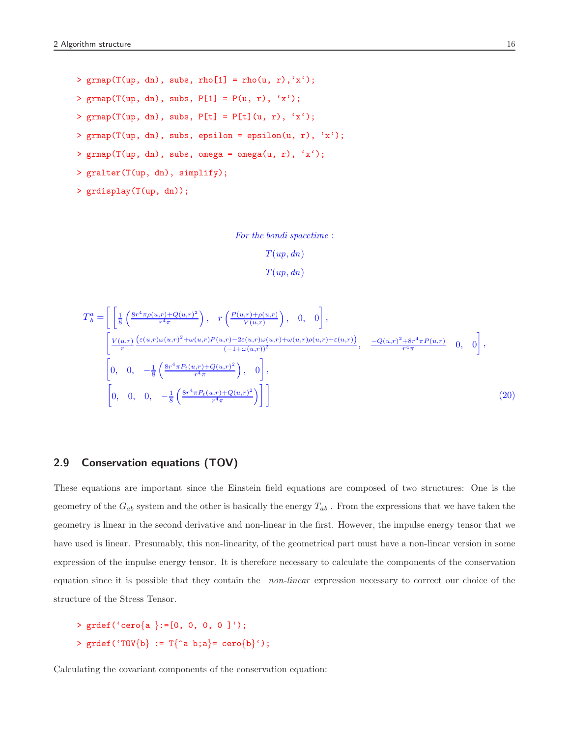```
> grmap(T(up, dn), subs, rho[1] = rho(u, r),`x`);
> grmap(T(up, dn), subs, P[1] = P(u, r), `x`);
> grmap(T(up, dn), subs, P[t] = P[t](u, r), `x`);
> grmap(T(up, dn), subs, epsilon = epsilon(u, r), `x`);
> grmap(T(up, dn), subs, omega = omega(u, r), `x`);
> gralter(T(up, dn), simplify);
> grdisplay(T(up, dn));
```

*For the bondi spacetime :*

$T(up, dn)$

$T(up, dn)$

$$T^a_b = \left[ \left[ \frac{1}{8}\left(\frac{8r^4\pi\rho(u,r)+Q(u,r)^2}{r^4\pi}\right),\quad r\left(\frac{P(u,r)+\rho(u,r)}{V(u,r)}\right),\quad 0,\quad 0 \right], \right.$$
$$\left[ \frac{V(u,r)}{r}\frac{(\varepsilon(u,r)\omega(u,r)^2+\omega(u,r)P(u,r)-2\varepsilon(u,r)\omega(u,r)+\omega(u,r)\rho(u,r)+\varepsilon(u,r))}{(-1+\omega(u,r))^2},\quad \frac{-Q(u,r)^2+8r^4\pi P(u,r)}{r^4\pi}\quad 0,\quad 0\right],$$
$$\left[0,\quad 0,\quad -\frac{1}{8}\left(\frac{8r^4\pi P_t(u,r)+Q(u,r)^2}{r^4\pi}\right),\quad 0\right],$$
$$\left.\left[0,\quad 0,\quad 0,\quad -\frac{1}{8}\left(\frac{8r^4\pi P_t(u,r)+Q(u,r)^2}{r^4\pi}\right)\right]\right] \tag{20}$$

## 2.9 Conservation equations (TOV)

These equations are important since the Einstein field equations are composed of two structures: One is the geometry of the $G_{ab}$ system and the other is basically the energy $T_{ab}$ . From the expressions that we have taken the geometry is linear in the second derivative and non-linear in the first. However, the impulse energy tensor that we have used is linear. Presumably, this non-linearity, of the geometrical part must have a non-linear version in some expression of the impulse energy tensor. It is therefore necessary to calculate the components of the conservation equation since it is possible that they contain the *non-linear* expression necessary to correct our choice of the structure of the Stress Tensor.

```
> grdef(`cero{a }:=[0, 0, 0, 0 ]`);
> grdef(`TOV{b} := T{^a b;a}= cero{b}`);
```

Calculating the covariant components of the conservation equation: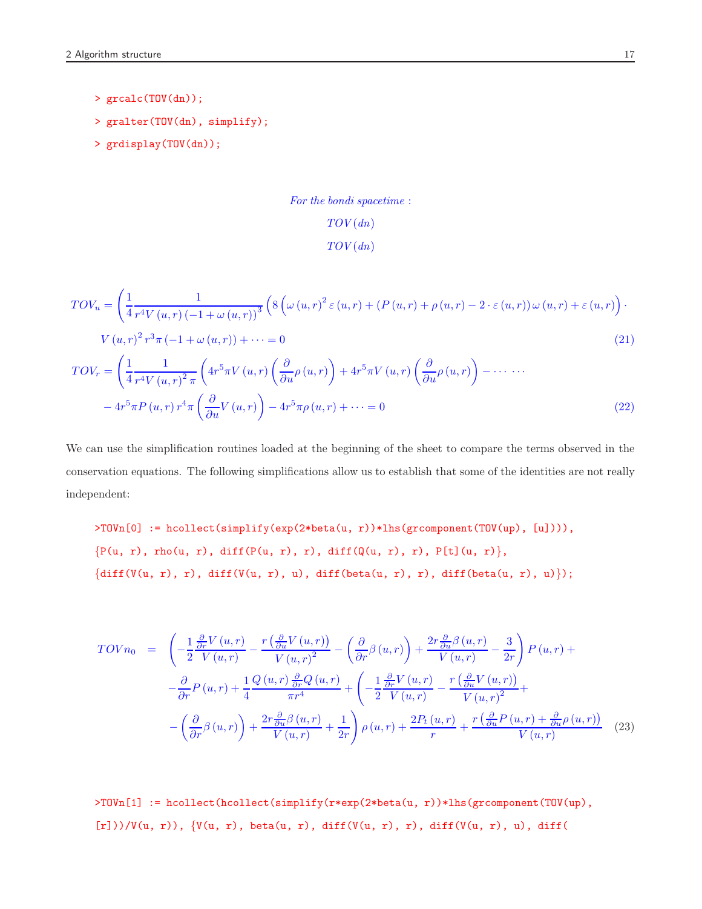```
> grcalc(TOV(dn));
> gralter(TOV(dn), simplify);
> grdisplay(TOV(dn));
```

*For the bondi spacetime :*

*TOV(dn)*

*TOV(dn)*

$$TOV_u = \left(\frac{1}{4}\frac{1}{r^4 V(u,r)\left(-1+\omega(u,r)\right)^3}\left(8\left(\omega(u,r)^2\varepsilon(u,r) + \left(P(u,r)+\rho(u,r)-2\cdot\varepsilon(u,r)\right)\omega(u,r)+\varepsilon(u,r)\right)\cdot\right.$$
$$\left. V(u,r)^2 r^3 \pi\left(-1+\omega(u,r)\right) + \cdots = 0 \right. \tag{21}$$

$$TOV_r = \left(\frac{1}{4}\frac{1}{r^4 V(u,r)^2 \pi}\left(4r^5\pi V(u,r)\left(\frac{\partial}{\partial u}\rho(u,r)\right) + 4r^5\pi V(u,r)\left(\frac{\partial}{\partial u}\rho(u,r)\right) - \cdots \cdots\right.\right.$$
$$\left. -4r^5\pi P(u,r)\, r^4\pi\left(\frac{\partial}{\partial u}V(u,r)\right) - 4r^5\pi\rho(u,r) + \cdots = 0 \right. \tag{22}$$

We can use the simplification routines loaded at the beginning of the sheet to compare the terms observed in the conservation equations. The following simplifications allow us to establish that some of the identities are not really independent:

```
>TOVn[0] := hcollect(simplify(exp(2*beta(u, r))*lhs(grcomponent(TOV(up), [u]))),
{P(u, r), rho(u, r), diff(P(u, r), r), diff(Q(u, r), r), P[t](u, r)},
{diff(V(u, r), r), diff(V(u, r), u), diff(beta(u, r), r), diff(beta(u, r), u)});
```

$$\begin{aligned}
TOVn_0 \;=\; & \left(-\frac{1}{2}\frac{\frac{\partial}{\partial r}V(u,r)}{V(u,r)} - \frac{r\left(\frac{\partial}{\partial u}V(u,r)\right)}{V(u,r)^2} - \left(\frac{\partial}{\partial r}\beta(u,r)\right) + \frac{2r\frac{\partial}{\partial u}\beta(u,r)}{V(u,r)} - \frac{3}{2r}\right)P(u,r) + \\
& -\frac{\partial}{\partial r}P(u,r) + \frac{1}{4}\frac{Q(u,r)\frac{\partial}{\partial r}Q(u,r)}{\pi r^4} + \left(-\frac{1}{2}\frac{\frac{\partial}{\partial r}V(u,r)}{V(u,r)} - \frac{r\left(\frac{\partial}{\partial u}V(u,r)\right)}{V(u,r)^2} + \right. \\
& \left. -\left(\frac{\partial}{\partial r}\beta(u,r)\right) + \frac{2r\frac{\partial}{\partial u}\beta(u,r)}{V(u,r)} + \frac{1}{2r}\right)\rho(u,r) + \frac{2P_t(u,r)}{r} + \frac{r\left(\frac{\partial}{\partial u}P(u,r) + \frac{\partial}{\partial u}\rho(u,r)\right)}{V(u,r)}
\end{aligned} \tag{23}$$

```
>TOVn[1] := hcollect(hcollect(simplify(r*exp(2*beta(u, r))*lhs(grcomponent(TOV(up),
[r]))/V(u, r)), {V(u, r), beta(u, r), diff(V(u, r), r), diff(V(u, r), u), diff(
```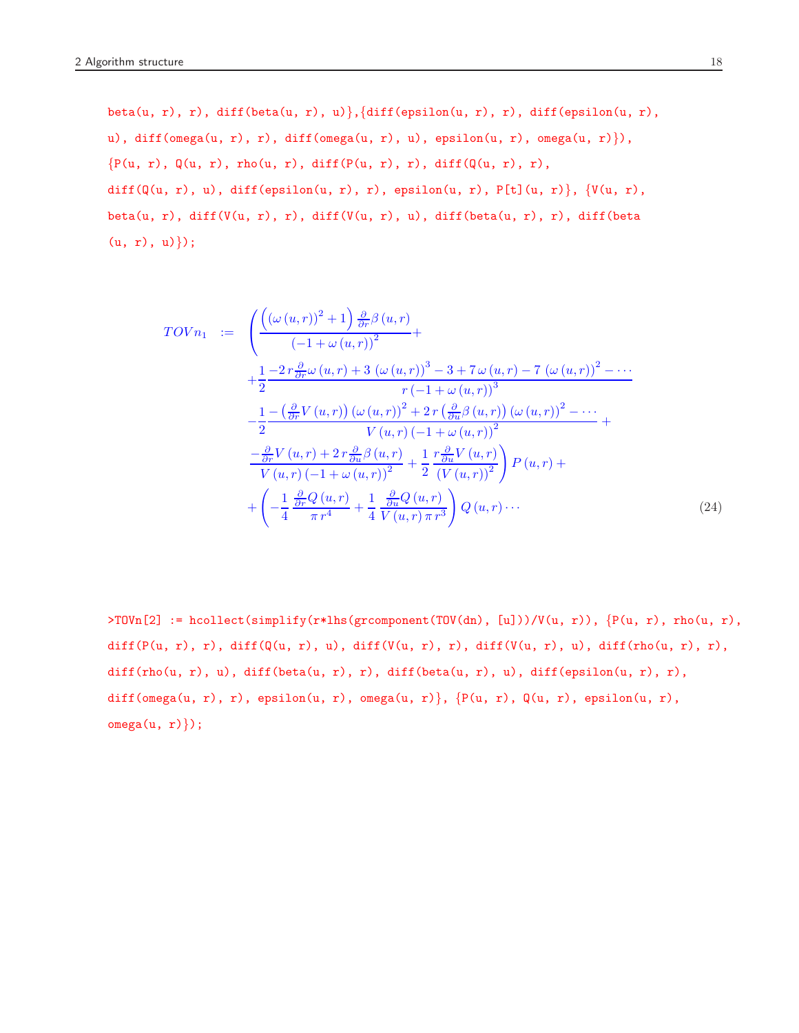```
beta(u, r), r), diff(beta(u, r), u)},{diff(epsilon(u, r), r), diff(epsilon(u, r),
u), diff(omega(u, r), r), diff(omega(u, r), u), epsilon(u, r), omega(u, r)}),
{P(u, r), Q(u, r), rho(u, r), diff(P(u, r), r), diff(Q(u, r), r),
diff(Q(u, r), u), diff(epsilon(u, r), r), epsilon(u, r), P[t](u, r)}, {V(u, r),
beta(u, r), diff(V(u, r), r), diff(V(u, r), u), diff(beta(u, r), r), diff(beta
(u, r), u)});
```

$$
\begin{aligned}
TOVn_1 \quad := \quad & \left( \frac{\left( (\omega(u,r))^2 + 1 \right) \frac{\partial}{\partial r}\beta(u,r)}{(-1+\omega(u,r))^2} + \right. \\
& + \frac{1}{2} \frac{-2\, r \frac{\partial}{\partial r}\omega(u,r) + 3\, (\omega(u,r))^3 - 3 + 7\, \omega(u,r) - 7\, (\omega(u,r))^2 - \cdots}{r\, (-1+\omega(u,r))^3} \\
& - \frac{1}{2} \frac{-\left(\frac{\partial}{\partial r}V(u,r)\right)(\omega(u,r))^2 + 2\, r \left(\frac{\partial}{\partial u}\beta(u,r)\right)(\omega(u,r))^2 - \cdots}{V(u,r)\, (-1+\omega(u,r))^2} + \\
& \left. \frac{-\frac{\partial}{\partial r}V(u,r) + 2\, r \frac{\partial}{\partial u}\beta(u,r)}{V(u,r)\, (-1+\omega(u,r))^2} + \frac{1}{2} \frac{r \frac{\partial}{\partial u}V(u,r)}{(V(u,r))^2} \right) P(u,r) + \\
& + \left( -\frac{1}{4} \frac{\frac{\partial}{\partial r}Q(u,r)}{\pi\, r^4} + \frac{1}{4} \frac{\frac{\partial}{\partial u}Q(u,r)}{V(u,r)\, \pi\, r^3} \right) Q(u,r) \cdots
\end{aligned} \tag{24}
$$

```
>TOVn[2] := hcollect(simplify(r*lhs(grcomponent(TOV(dn), [u]))/V(u, r)), {P(u, r), rho(u, r),
diff(P(u, r), r), diff(Q(u, r), u), diff(V(u, r), r), diff(V(u, r), u), diff(rho(u, r), r),
diff(rho(u, r), u), diff(beta(u, r), r), diff(beta(u, r), u), diff(epsilon(u, r), r),
diff(omega(u, r), r), epsilon(u, r), omega(u, r)}, {P(u, r), Q(u, r), epsilon(u, r),
omega(u, r)});
```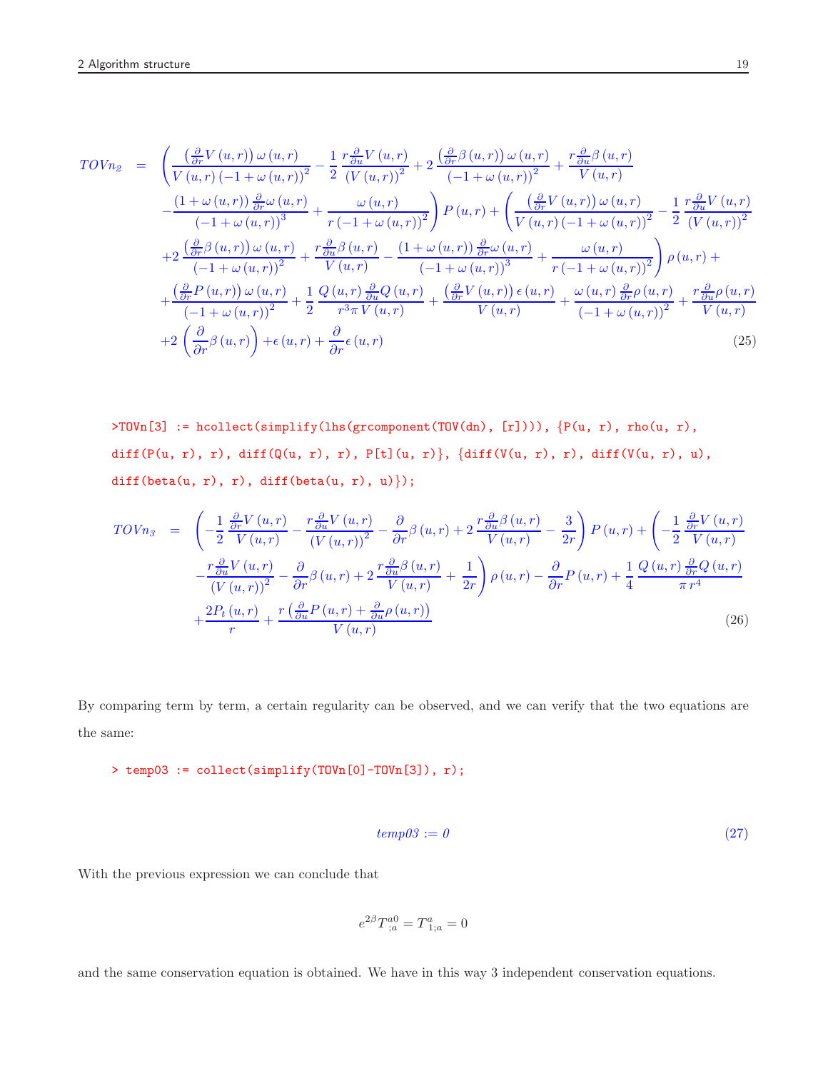$$
\begin{aligned}
TOVn_2 \;=\; & \left( \frac{\left(\frac{\partial}{\partial r}V(u,r)\right)\omega(u,r)}{V(u,r)\left(-1+\omega(u,r)\right)^2} - \frac{1}{2}\,\frac{r\frac{\partial}{\partial u}V(u,r)}{\left(V(u,r)\right)^2} + 2\,\frac{\left(\frac{\partial}{\partial r}\beta(u,r)\right)\omega(u,r)}{\left(-1+\omega(u,r)\right)^2} + \frac{r\frac{\partial}{\partial u}\beta(u,r)}{V(u,r)} \right. \\
& \left. - \frac{\left(1+\omega(u,r)\right)\frac{\partial}{\partial r}\omega(u,r)}{\left(-1+\omega(u,r)\right)^3} + \frac{\omega(u,r)}{r\left(-1+\omega(u,r)\right)^2} \right) P(u,r) + \left( \frac{\left(\frac{\partial}{\partial r}V(u,r)\right)\omega(u,r)}{V(u,r)\left(-1+\omega(u,r)\right)^2} - \frac{1}{2}\,\frac{r\frac{\partial}{\partial u}V(u,r)}{\left(V(u,r)\right)^2} \right. \\
& \left. +2\,\frac{\left(\frac{\partial}{\partial r}\beta(u,r)\right)\omega(u,r)}{\left(-1+\omega(u,r)\right)^2} + \frac{r\frac{\partial}{\partial u}\beta(u,r)}{V(u,r)} - \frac{\left(1+\omega(u,r)\right)\frac{\partial}{\partial r}\omega(u,r)}{\left(-1+\omega(u,r)\right)^3} + \frac{\omega(u,r)}{r\left(-1+\omega(u,r)\right)^2} \right)\rho(u,r) + \\
& + \frac{\left(\frac{\partial}{\partial r}P(u,r)\right)\omega(u,r)}{\left(-1+\omega(u,r)\right)^2} + \frac{1}{2}\,\frac{Q(u,r)\,\frac{\partial}{\partial u}Q(u,r)}{r^3\pi\, V(u,r)} + \frac{\left(\frac{\partial}{\partial r}V(u,r)\right)\epsilon(u,r)}{V(u,r)} + \frac{\omega(u,r)\,\frac{\partial}{\partial r}\rho(u,r)}{\left(-1+\omega(u,r)\right)^2} + \frac{r\frac{\partial}{\partial u}\rho(u,r)}{V(u,r)} \\
& +2\left(\frac{\partial}{\partial r}\beta(u,r)\right) + \epsilon(u,r) + \frac{\partial}{\partial r}\epsilon(u,r)
\end{aligned}
\tag{25}
$$

```
>TOVn[3] := hcollect(simplify(lhs(grcomponent(TOV(dn), [r]))), {P(u, r), rho(u, r),
diff(P(u, r), r), diff(Q(u, r), r), P[t](u, r)}, {diff(V(u, r), r), diff(V(u, r), u),
diff(beta(u, r), r), diff(beta(u, r), u)});
```

$$
\begin{aligned}
TOVn_3 \;=\; & \left( -\frac{1}{2}\,\frac{\frac{\partial}{\partial r}V(u,r)}{V(u,r)} - \frac{r\frac{\partial}{\partial u}V(u,r)}{\left(V(u,r)\right)^2} - \frac{\partial}{\partial r}\beta(u,r) + 2\,\frac{r\frac{\partial}{\partial u}\beta(u,r)}{V(u,r)} - \frac{3}{2r} \right) P(u,r) + \left( -\frac{1}{2}\,\frac{\frac{\partial}{\partial r}V(u,r)}{V(u,r)} \right. \\
& \left. - \frac{r\frac{\partial}{\partial u}V(u,r)}{\left(V(u,r)\right)^2} - \frac{\partial}{\partial r}\beta(u,r) + 2\,\frac{r\frac{\partial}{\partial u}\beta(u,r)}{V(u,r)} + \frac{1}{2r} \right)\rho(u,r) - \frac{\partial}{\partial r}P(u,r) + \frac{1}{4}\,\frac{Q(u,r)\,\frac{\partial}{\partial r}Q(u,r)}{\pi\, r^4} \\
& + \frac{2P_t(u,r)}{r} + \frac{r\left(\frac{\partial}{\partial u}P(u,r) + \frac{\partial}{\partial u}\rho(u,r)\right)}{V(u,r)}
\end{aligned}
\tag{26}
$$

By comparing term by term, a certain regularity can be observed, and we can verify that the two equations are the same:

```
> temp03 := collect(simplify(TOVn[0]-TOVn[3]), r);
```

$$
temp03 := 0 \tag{27}
$$

With the previous expression we can conclude that

$$
e^{2\beta} T^{a0}_{\;;a} = T^{a}_{1;a} = 0
$$

and the same conservation equation is obtained. We have in this way 3 independent conservation equations.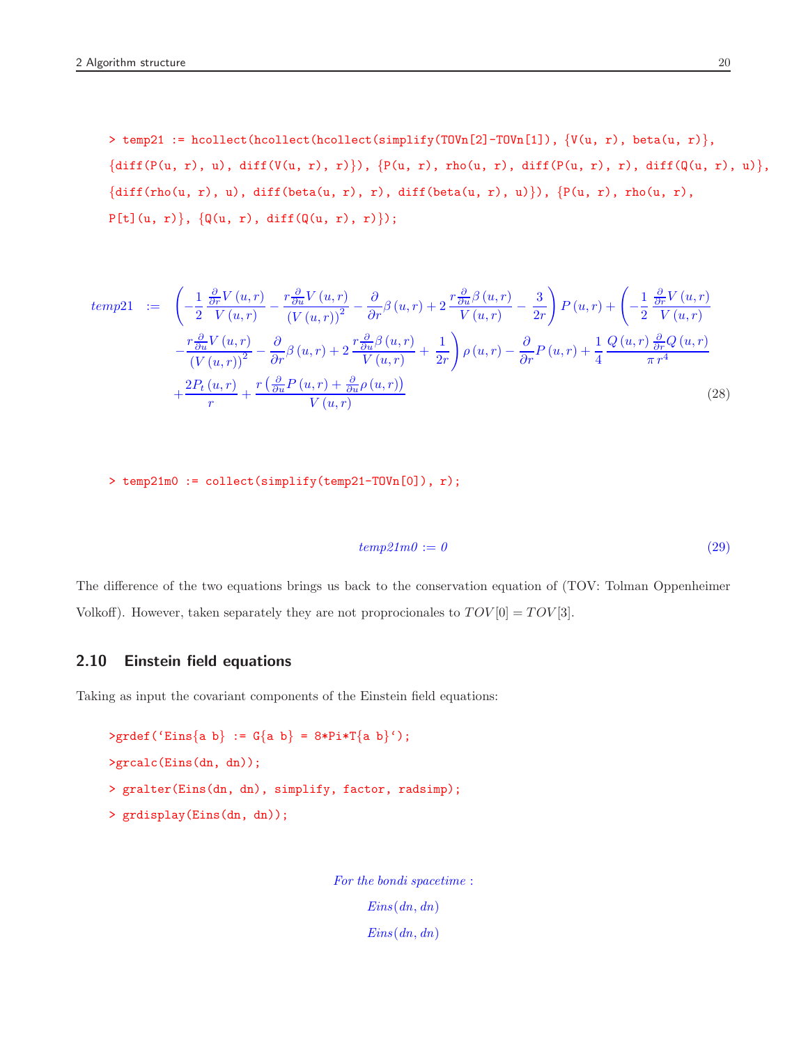```
> temp21 := hcollect(hcollect(hcollect(simplify(TOVn[2]-TOVn[1]), {V(u, r), beta(u, r)},
{diff(P(u, r), u), diff(V(u, r), r)}), {P(u, r), rho(u, r), diff(P(u, r), r), diff(Q(u, r), u)},
{diff(rho(u, r), u), diff(beta(u, r), r), diff(beta(u, r), u)}), {P(u, r), rho(u, r),
P[t](u, r)}, {Q(u, r), diff(Q(u, r), r)});
```

$$temp21 := \left(-\frac{1}{2}\frac{\frac{\partial}{\partial r}V(u,r)}{V(u,r)} - \frac{r\frac{\partial}{\partial u}V(u,r)}{(V(u,r))^2} - \frac{\partial}{\partial r}\beta(u,r) + 2\frac{r\frac{\partial}{\partial u}\beta(u,r)}{V(u,r)} - \frac{3}{2r}\right)P(u,r) + \left(-\frac{1}{2}\frac{\frac{\partial}{\partial r}V(u,r)}{V(u,r)} - \frac{r\frac{\partial}{\partial u}V(u,r)}{(V(u,r))^2} - \frac{\partial}{\partial r}\beta(u,r) + 2\frac{r\frac{\partial}{\partial u}\beta(u,r)}{V(u,r)} + \frac{1}{2r}\right)\rho(u,r) - \frac{\partial}{\partial r}P(u,r) + \frac{1}{4}\frac{Q(u,r)\frac{\partial}{\partial r}Q(u,r)}{\pi r^4} + \frac{2P_t(u,r)}{r} + \frac{r\left(\frac{\partial}{\partial u}P(u,r) + \frac{\partial}{\partial u}\rho(u,r)\right)}{V(u,r)} \tag{28}$$

```
> temp21m0 := collect(simplify(temp21-TOVn[0]), r);
```

$$temp21m0 := 0 \tag{29}$$

The difference of the two equations brings us back to the conservation equation of (TOV: Tolman Oppenheimer Volkoff). However, taken separately they are not proprocionales to $TOV[0] = TOV[3]$.

### 2.10 Einstein field equations

Taking as input the covariant components of the Einstein field equations:

```
>grdef(`Eins{a b} := G{a b} = 8*Pi*T{a b}`);
>grcalc(Eins(dn, dn));
> gralter(Eins(dn, dn), simplify, factor, radsimp);
> grdisplay(Eins(dn, dn));
```

*For the bondi spacetime :*

*Eins(dn, dn)*

*Eins(dn, dn)*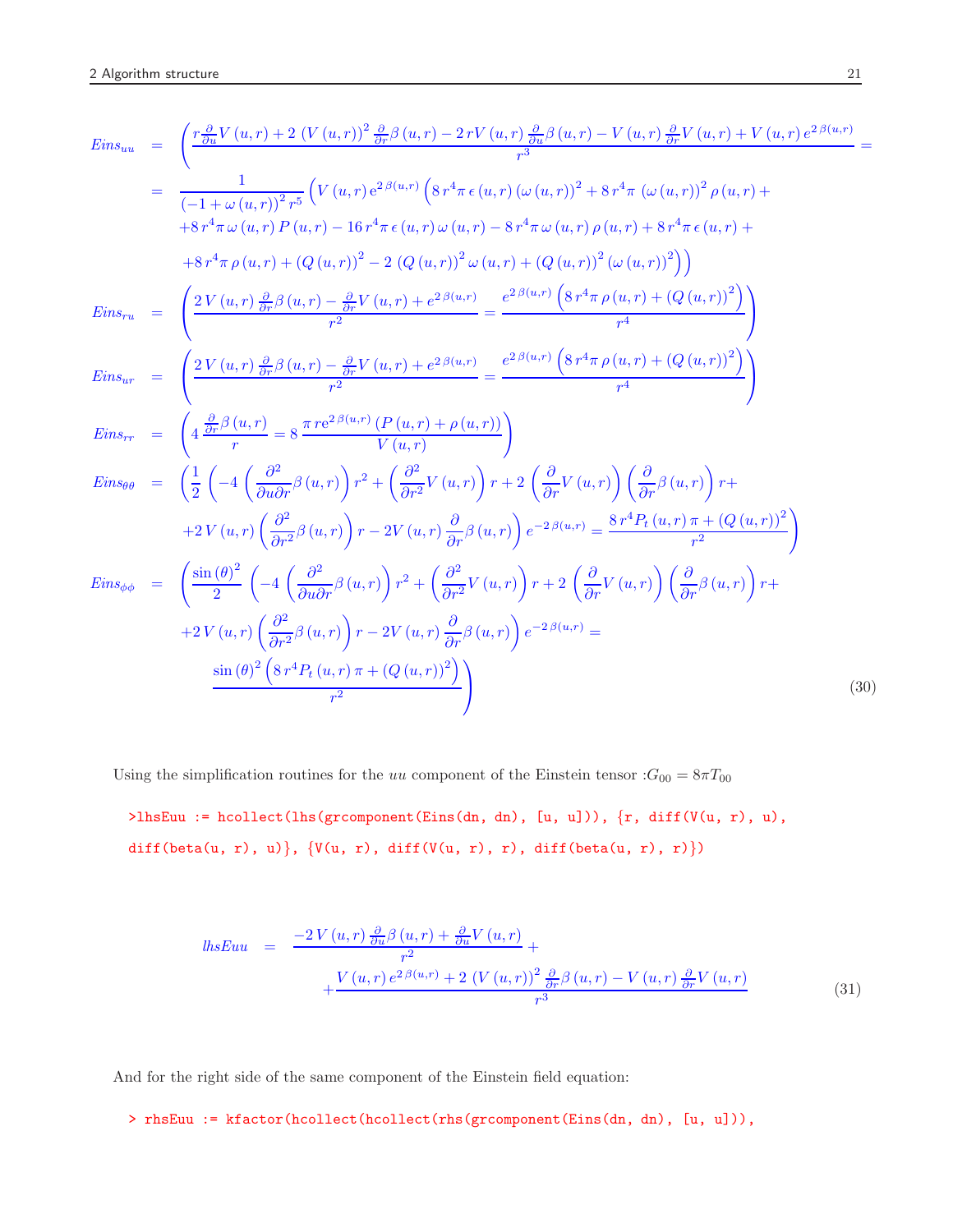$$
\begin{aligned}
Eins_{uu} &= \Bigg( \frac{r\frac{\partial}{\partial u}V(u,r) + 2\,(V(u,r))^2 \frac{\partial}{\partial r}\beta(u,r) - 2\,rV(u,r)\frac{\partial}{\partial u}\beta(u,r) - V(u,r)\frac{\partial}{\partial r}V(u,r) + V(u,r)\,e^{2\,\beta(u,r)}}{r^3} = \\
&= \frac{1}{(-1+\omega(u,r))^2\, r^5}\Big(V(u,r)\,e^{2\,\beta(u,r)}\Big(8\,r^4\pi\,\epsilon(u,r)\,(\omega(u,r))^2 + 8\,r^4\pi\,(\omega(u,r))^2\rho(u,r) + \\
&\quad + 8\,r^4\pi\,\omega(u,r)\,P(u,r) - 16\,r^4\pi\,\epsilon(u,r)\,\omega(u,r) - 8\,r^4\pi\,\omega(u,r)\,\rho(u,r) + 8\,r^4\pi\,\epsilon(u,r) + \\
&\quad + 8\,r^4\pi\,\rho(u,r) + (Q(u,r))^2 - 2\,(Q(u,r))^2\,\omega(u,r) + (Q(u,r))^2\,(\omega(u,r))^2\Big)\Big) \\
Eins_{ru} &= \left( \frac{2\,V(u,r)\frac{\partial}{\partial r}\beta(u,r) - \frac{\partial}{\partial r}V(u,r) + e^{2\,\beta(u,r)}}{r^2} = \frac{e^{2\,\beta(u,r)}\left(8\,r^4\pi\,\rho(u,r) + (Q(u,r))^2\right)}{r^4} \right) \\
Eins_{ur} &= \left( \frac{2\,V(u,r)\frac{\partial}{\partial r}\beta(u,r) - \frac{\partial}{\partial r}V(u,r) + e^{2\,\beta(u,r)}}{r^2} = \frac{e^{2\,\beta(u,r)}\left(8\,r^4\pi\,\rho(u,r) + (Q(u,r))^2\right)}{r^4} \right) \\
Eins_{rr} &= \left( 4\,\frac{\frac{\partial}{\partial r}\beta(u,r)}{r} = 8\,\frac{\pi\,re^{2\,\beta(u,r)}\,(P(u,r)+\rho(u,r))}{V(u,r)} \right) \\
Eins_{\theta\theta} &= \Bigg( \frac{1}{2}\left(-4\left(\frac{\partial^2}{\partial u\partial r}\beta(u,r)\right)r^2 + \left(\frac{\partial^2}{\partial r^2}V(u,r)\right)r + 2\left(\frac{\partial}{\partial r}V(u,r)\right)\left(\frac{\partial}{\partial r}\beta(u,r)\right)r + \right. \\
&\quad \left. + 2\,V(u,r)\left(\frac{\partial^2}{\partial r^2}\beta(u,r)\right)r - 2V(u,r)\frac{\partial}{\partial r}\beta(u,r)\right)e^{-2\,\beta(u,r)} = \frac{8\,r^4 P_t(u,r)\,\pi + (Q(u,r))^2}{r^2} \Bigg) \\
Eins_{\phi\phi} &= \Bigg( \frac{\sin(\theta)^2}{2}\left(-4\left(\frac{\partial^2}{\partial u\partial r}\beta(u,r)\right)r^2 + \left(\frac{\partial^2}{\partial r^2}V(u,r)\right)r + 2\left(\frac{\partial}{\partial r}V(u,r)\right)\left(\frac{\partial}{\partial r}\beta(u,r)\right)r + \right. \\
&\quad \left. + 2\,V(u,r)\left(\frac{\partial^2}{\partial r^2}\beta(u,r)\right)r - 2V(u,r)\frac{\partial}{\partial r}\beta(u,r)\right)e^{-2\,\beta(u,r)} = \\
&\quad \frac{\sin(\theta)^2\left(8\,r^4 P_t(u,r)\,\pi + (Q(u,r))^2\right)}{r^2} \Bigg)
\end{aligned} \tag{30}
$$

Using the simplification routines for the $uu$ component of the Einstein tensor :$G_{00} = 8\pi T_{00}$

```
>lhsEuu := hcollect(lhs(grcomponent(Eins(dn, dn), [u, u])), {r, diff(V(u, r), u),
diff(beta(u, r), u)}, {V(u, r), diff(V(u, r), r), diff(beta(u, r), r)})
```

$$
\begin{aligned}
lhsEuu &= \frac{-2\,V(u,r)\frac{\partial}{\partial u}\beta(u,r) + \frac{\partial}{\partial u}V(u,r)}{r^2} + \\
&\quad + \frac{V(u,r)\,e^{2\,\beta(u,r)} + 2\,(V(u,r))^2\frac{\partial}{\partial r}\beta(u,r) - V(u,r)\frac{\partial}{\partial r}V(u,r)}{r^3}
\end{aligned} \tag{31}
$$

And for the right side of the same component of the Einstein field equation:

```
> rhsEuu := kfactor(hcollect(hcollect(rhs(grcomponent(Eins(dn, dn), [u, u])),
```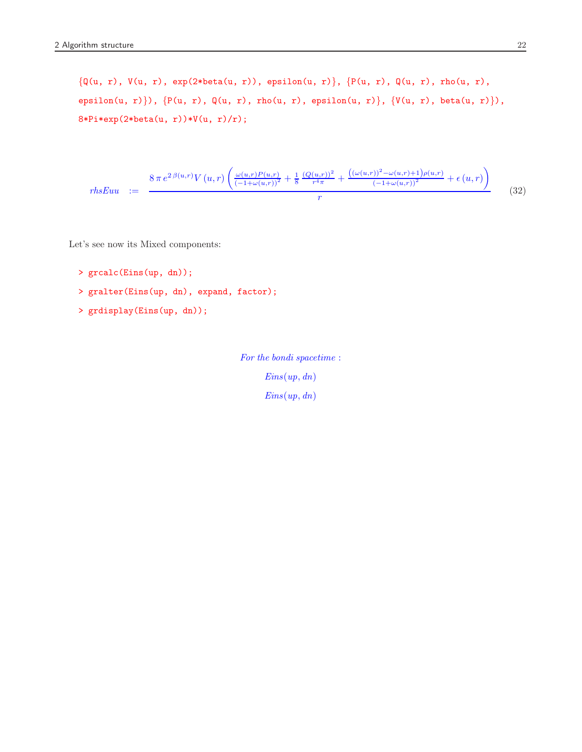```
{Q(u, r), V(u, r), exp(2*beta(u, r)), epsilon(u, r)}, {P(u, r), Q(u, r), rho(u, r),
epsilon(u, r)}), {P(u, r), Q(u, r), rho(u, r), epsilon(u, r)}, {V(u, r), beta(u, r)}),
8*Pi*exp(2*beta(u, r))*V(u, r)/r;
```

$$rhsEuu \ := \ \frac{8\,\pi\,e^{2\,\beta(u,r)}V\left(u,r\right)\left(\frac{\omega(u,r)P(u,r)}{(-1+\omega(u,r))^2}+\frac{1}{8}\,\frac{(Q(u,r))^2}{r^4\pi}+\frac{\left((\omega(u,r))^2-\omega(u,r)+1\right)\rho(u,r)}{(-1+\omega(u,r))^2}+\epsilon\left(u,r\right)\right)}{r} \tag{32}$$

Let's see now its Mixed components:

```
> grcalc(Eins(up, dn));
> gralter(Eins(up, dn), expand, factor);
> grdisplay(Eins(up, dn));
```

*For the bondi spacetime :*

*Eins(up, dn)*

*Eins(up, dn)*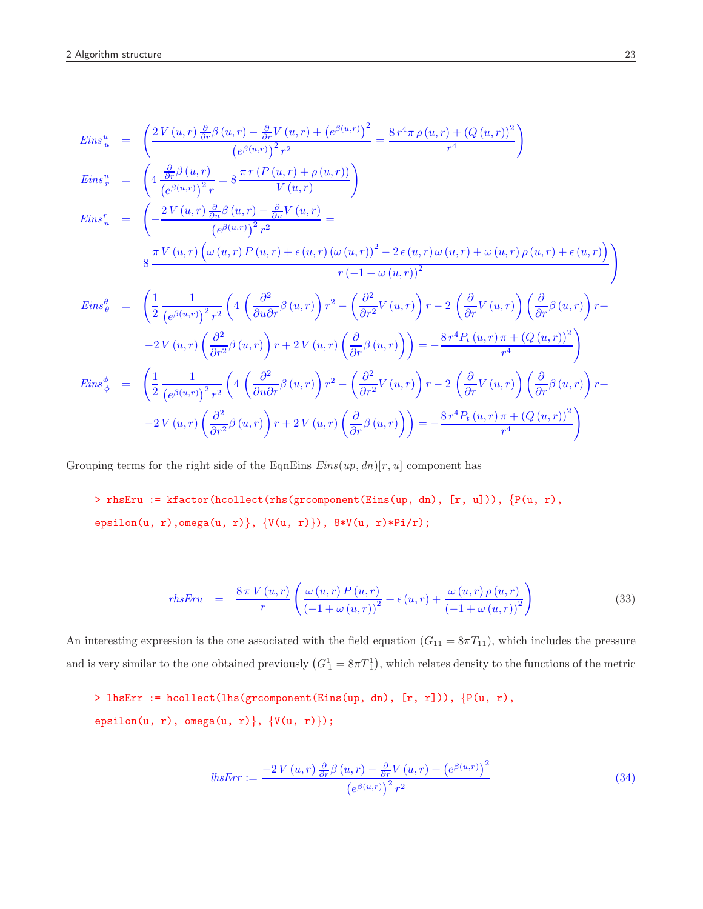$$
\begin{aligned}
Eins{}^{u}_{u} &= \left( \frac{2\,V(u,r)\,\frac{\partial}{\partial r}\beta(u,r) - \frac{\partial}{\partial r}V(u,r) + \left(e^{\beta(u,r)}\right)^2}{\left(e^{\beta(u,r)}\right)^2 r^2} = \frac{8\,r^4 \pi\,\rho(u,r) + (Q(u,r))^2}{r^4} \right) \\
Eins{}^{u}_{r} &= \left( 4\,\frac{\frac{\partial}{\partial r}\beta(u,r)}{\left(e^{\beta(u,r)}\right)^2 r} = 8\,\frac{\pi\,r\,(P(u,r)+\rho(u,r))}{V(u,r)} \right) \\
Eins{}^{r}_{u} &= \left( -\frac{2\,V(u,r)\,\frac{\partial}{\partial u}\beta(u,r) - \frac{\partial}{\partial u}V(u,r)}{\left(e^{\beta(u,r)}\right)^2 r^2} = \right. \\
&\left. 8\,\frac{\pi\,V(u,r)\left(\omega(u,r)\,P(u,r) + \epsilon(u,r)\,(\omega(u,r))^2 - 2\,\epsilon(u,r)\,\omega(u,r) + \omega(u,r)\,\rho(u,r) + \epsilon(u,r)\right)}{r\,(-1+\omega(u,r))^2} \right) \\
Eins{}^{\theta}_{\theta} &= \left( \frac{1}{2}\,\frac{1}{\left(e^{\beta(u,r)}\right)^2 r^2} \left( 4\left(\frac{\partial^2}{\partial u \partial r}\beta(u,r)\right) r^2 - \left(\frac{\partial^2}{\partial r^2}V(u,r)\right) r - 2\left(\frac{\partial}{\partial r}V(u,r)\right)\left(\frac{\partial}{\partial r}\beta(u,r)\right) r + \right.\right. \\
&\left.\left. -2\,V(u,r)\left(\frac{\partial^2}{\partial r^2}\beta(u,r)\right) r + 2\,V(u,r)\left(\frac{\partial}{\partial r}\beta(u,r)\right)\right) = -\frac{8\,r^4 P_t(u,r)\,\pi + (Q(u,r))^2}{r^4} \right) \\
Eins{}^{\phi}_{\phi} &= \left( \frac{1}{2}\,\frac{1}{\left(e^{\beta(u,r)}\right)^2 r^2} \left( 4\left(\frac{\partial^2}{\partial u \partial r}\beta(u,r)\right) r^2 - \left(\frac{\partial^2}{\partial r^2}V(u,r)\right) r - 2\left(\frac{\partial}{\partial r}V(u,r)\right)\left(\frac{\partial}{\partial r}\beta(u,r)\right) r + \right.\right. \\
&\left.\left. -2\,V(u,r)\left(\frac{\partial^2}{\partial r^2}\beta(u,r)\right) r + 2\,V(u,r)\left(\frac{\partial}{\partial r}\beta(u,r)\right)\right) = -\frac{8\,r^4 P_t(u,r)\,\pi + (Q(u,r))^2}{r^4} \right)
\end{aligned}
$$

Grouping terms for the right side of the EqnEins $Eins(up, dn)[r, u]$ component has

```
> rhsEru := kfactor(hcollect(rhs(grcomponent(Eins(up, dn), [r, u])), {P(u, r),
epsilon(u, r),omega(u, r)}, {V(u, r)}), 8*V(u, r)*Pi/r);
```

$$
rhsEru = \frac{8\,\pi\,V(u,r)}{r}\left( \frac{\omega(u,r)\,P(u,r)}{(-1+\omega(u,r))^2} + \epsilon(u,r) + \frac{\omega(u,r)\,\rho(u,r)}{(-1+\omega(u,r))^2} \right) \tag{33}
$$

An interesting expression is the one associated with the field equation ($G_{11} = 8\pi T_{11}$), which includes the pressure and is very similar to the one obtained previously $\left(G^1_1 = 8\pi T^1_1\right)$, which relates density to the functions of the metric

```
> lhsErr := hcollect(lhs(grcomponent(Eins(up, dn), [r, r])), {P(u, r),
epsilon(u, r), omega(u, r)}, {V(u, r)});
```

$$
lhsErr := \frac{-2\,V(u,r)\,\frac{\partial}{\partial r}\beta(u,r) - \frac{\partial}{\partial r}V(u,r) + \left(e^{\beta(u,r)}\right)^2}{\left(e^{\beta(u,r)}\right)^2 r^2} \tag{34}
$$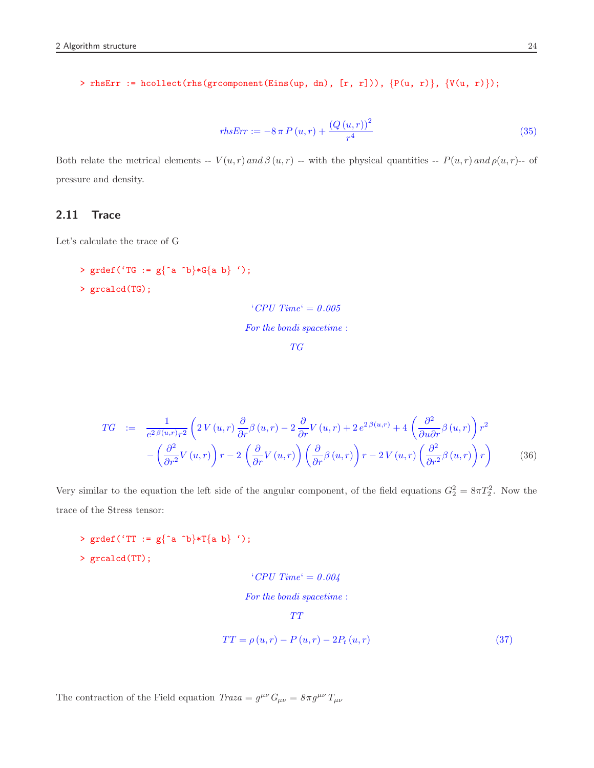```
> rhsErr := hcollect(rhs(grcomponent(Eins(up, dn), [r, r])), {P(u, r)}, {V(u, r)});
```

$$rhsErr := -8\,\pi\,P(u,r) + \frac{(Q(u,r))^2}{r^4} \tag{35}$$

Both relate the metrical elements -- $V(u,r)$ *and* $\beta(u,r)$ -- with the physical quantities -- $P(u,r)$ *and* $\rho(u,r)$-- of pressure and density.

## 2.11 Trace

Let's calculate the trace of G

```
> grdef(`TG := g{^a ^b}*G{a b} `);
> grcalcd(TG);
```

*'CPU Time' = 0.005*

*For the bondi spacetime :*

*TG*

$$TG := \frac{1}{e^{2\,\beta(u,r)}r^2}\left(2\,V(u,r)\,\frac{\partial}{\partial r}\beta(u,r) - 2\,\frac{\partial}{\partial r}V(u,r) + 2\,e^{2\,\beta(u,r)} + 4\left(\frac{\partial^2}{\partial u\partial r}\beta(u,r)\right)r^2 - \left(\frac{\partial^2}{\partial r^2}V(u,r)\right)r - 2\left(\frac{\partial}{\partial r}V(u,r)\right)\left(\frac{\partial}{\partial r}\beta(u,r)\right)r - 2\,V(u,r)\left(\frac{\partial^2}{\partial r^2}\beta(u,r)\right)r\right) \tag{36}$$

Very similar to the equation the left side of the angular component, of the field equations $G^2_2 = 8\pi T^2_2$. Now the trace of the Stress tensor:

```
> grdef(`TT := g{^a ^b}*T{a b} `);
> grcalcd(TT);
```

*'CPU Time' = 0.004*

*For the bondi spacetime :*

*TT*

$$TT = \rho(u,r) - P(u,r) - 2P_t(u,r) \tag{37}$$

The contraction of the Field equation $Traza = g^{\mu\nu}\,G_{\mu\nu} = 8\pi g^{\mu\nu}\,T_{\mu\nu}$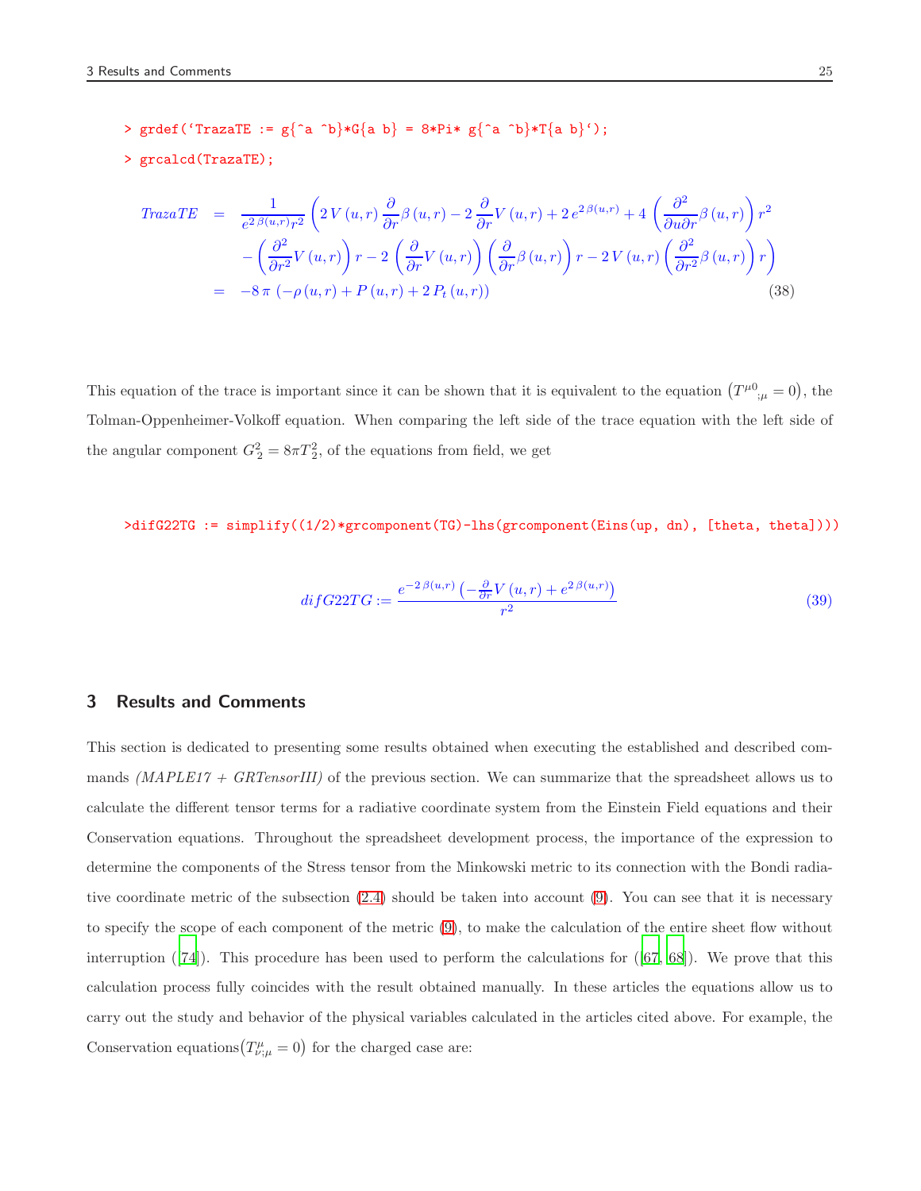```
> grdef(`TrazaTE := g{^a ^b}*G{a b} = 8*Pi* g{^a ^b}*T{a b}`);
> grcalcd(TrazaTE);
```

$$
\begin{aligned}
TrazaTE &= \frac{1}{e^{2\beta(u,r)} r^2} \left( 2\,V(u,r) \frac{\partial}{\partial r}\beta(u,r) - 2\frac{\partial}{\partial r}V(u,r) + 2\,e^{2\beta(u,r)} + 4\left(\frac{\partial^2}{\partial u \partial r}\beta(u,r)\right) r^2 \right. \\
&\quad \left. - \left(\frac{\partial^2}{\partial r^2}V(u,r)\right) r - 2\left(\frac{\partial}{\partial r}V(u,r)\right)\left(\frac{\partial}{\partial r}\beta(u,r)\right) r - 2\,V(u,r)\left(\frac{\partial^2}{\partial r^2}\beta(u,r)\right) r \right) \\
&= -8\,\pi\,(-\rho(u,r) + P(u,r) + 2\,P_t(u,r))
\end{aligned}
\tag{38}
$$

This equation of the trace is important since it can be shown that it is equivalent to the equation $\left(T^{\mu 0}{}_{;\mu} = 0\right)$, the Tolman-Oppenheimer-Volkoff equation. When comparing the left side of the trace equation with the left side of the angular component $G_2^2 = 8\pi T_2^2$, of the equations from field, we get

```
>difG22TG := simplify((1/2)*grcomponent(TG)-lhs(grcomponent(Eins(up, dn), [theta, theta])))
```

$$
difG22TG := \frac{e^{-2\beta(u,r)}\left(-\frac{\partial}{\partial r}V(u,r) + e^{2\beta(u,r)}\right)}{r^2}
\tag{39}
$$

## 3 Results and Comments

This section is dedicated to presenting some results obtained when executing the established and described commands *(MAPLE17 + GRTensorIII)* of the previous section. We can summarize that the spreadsheet allows us to calculate the different tensor terms for a radiative coordinate system from the Einstein Field equations and their Conservation equations. Throughout the spreadsheet development process, the importance of the expression to determine the components of the Stress tensor from the Minkowski metric to its connection with the Bondi radiative coordinate metric of the subsection (2.4) should be taken into account (9). You can see that it is necessary to specify the scope of each component of the metric (9), to make the calculation of the entire sheet flow without interruption ([74]). This procedure has been used to perform the calculations for ([67, 68]). We prove that this calculation process fully coincides with the result obtained manually. In these articles the equations allow us to carry out the study and behavior of the physical variables calculated in the articles cited above. For example, the Conservation equations$\left(T^{\mu}_{\nu;\mu} = 0\right)$ for the charged case are: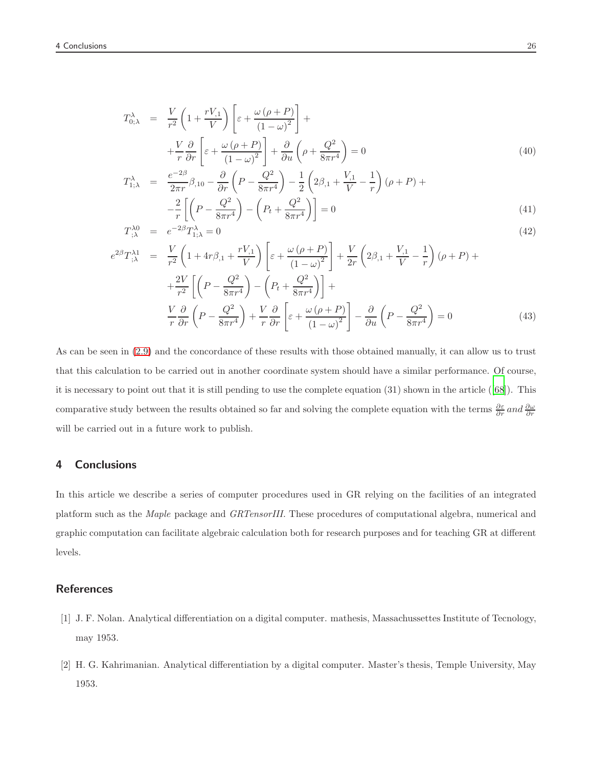$$
\begin{aligned}
T^{\lambda}_{0;\lambda} &= \frac{V}{r^2}\left(1+\frac{rV_{,1}}{V}\right)\left[\varepsilon+\frac{\omega\left(\rho+P\right)}{\left(1-\omega\right)^2}\right]+ \\
&+\frac{V}{r}\frac{\partial}{\partial r}\left[\varepsilon+\frac{\omega\left(\rho+P\right)}{\left(1-\omega\right)^2}\right]+\frac{\partial}{\partial u}\left(\rho+\frac{Q^2}{8\pi r^4}\right)=0 &(40)\\
T^{\lambda}_{1;\lambda} &= \frac{e^{-2\beta}}{2\pi r}\beta_{,10}-\frac{\partial}{\partial r}\left(P-\frac{Q^2}{8\pi r^4}\right)-\frac{1}{2}\left(2\beta_{,1}+\frac{V_{,1}}{V}-\frac{1}{r}\right)\left(\rho+P\right)+ \\
&-\frac{2}{r}\left[\left(P-\frac{Q^2}{8\pi r^4}\right)-\left(P_t+\frac{Q^2}{8\pi r^4}\right)\right]=0 &(41)\\
T^{\lambda 0}_{;\lambda} &= e^{-2\beta}T^{\lambda}_{1;\lambda}=0 &(42)\\
e^{2\beta}T^{\lambda 1}_{;\lambda} &= \frac{V}{r^2}\left(1+4r\beta_{,1}+\frac{rV_{,1}}{V}\right)\left[\varepsilon+\frac{\omega\left(\rho+P\right)}{\left(1-\omega\right)^2}\right]+\frac{V}{2r}\left(2\beta_{,1}+\frac{V_{,1}}{V}-\frac{1}{r}\right)\left(\rho+P\right)+ \\
&+\frac{2V}{r^2}\left[\left(P-\frac{Q^2}{8\pi r^4}\right)-\left(P_t+\frac{Q^2}{8\pi r^4}\right)\right]+ \\
&\frac{V}{r}\frac{\partial}{\partial r}\left(P-\frac{Q^2}{8\pi r^4}\right)+\frac{V}{r}\frac{\partial}{\partial r}\left[\varepsilon+\frac{\omega\left(\rho+P\right)}{\left(1-\omega\right)^2}\right]-\frac{\partial}{\partial u}\left(P-\frac{Q^2}{8\pi r^4}\right)=0 &(43)
\end{aligned}
$$

As can be seen in (2.9) and the concordance of these results with those obtained manually, it can allow us to trust that this calculation to be carried out in another coordinate system should have a similar performance. Of course, it is necessary to point out that it is still pending to use the complete equation (31) shown in the article ([68]). This comparative study between the results obtained so far and solving the complete equation with the terms $\frac{\partial \varepsilon}{\partial r}$ *and* $\frac{\partial \omega}{\partial r}$ will be carried out in a future work to publish.

## 4 Conclusions

In this article we describe a series of computer procedures used in GR relying on the facilities of an integrated platform such as the *Maple* package and *GRTensorIII*. These procedures of computational algebra, numerical and graphic computation can facilitate algebraic calculation both for research purposes and for teaching GR at different levels.

## References

[1] J. F. Nolan. Analytical differentiation on a digital computer. mathesis, Massachussettes Institute of Tecnology, may 1953.

[2] H. G. Kahrimanian. Analytical differentiation by a digital computer. Master's thesis, Temple University, May 1953.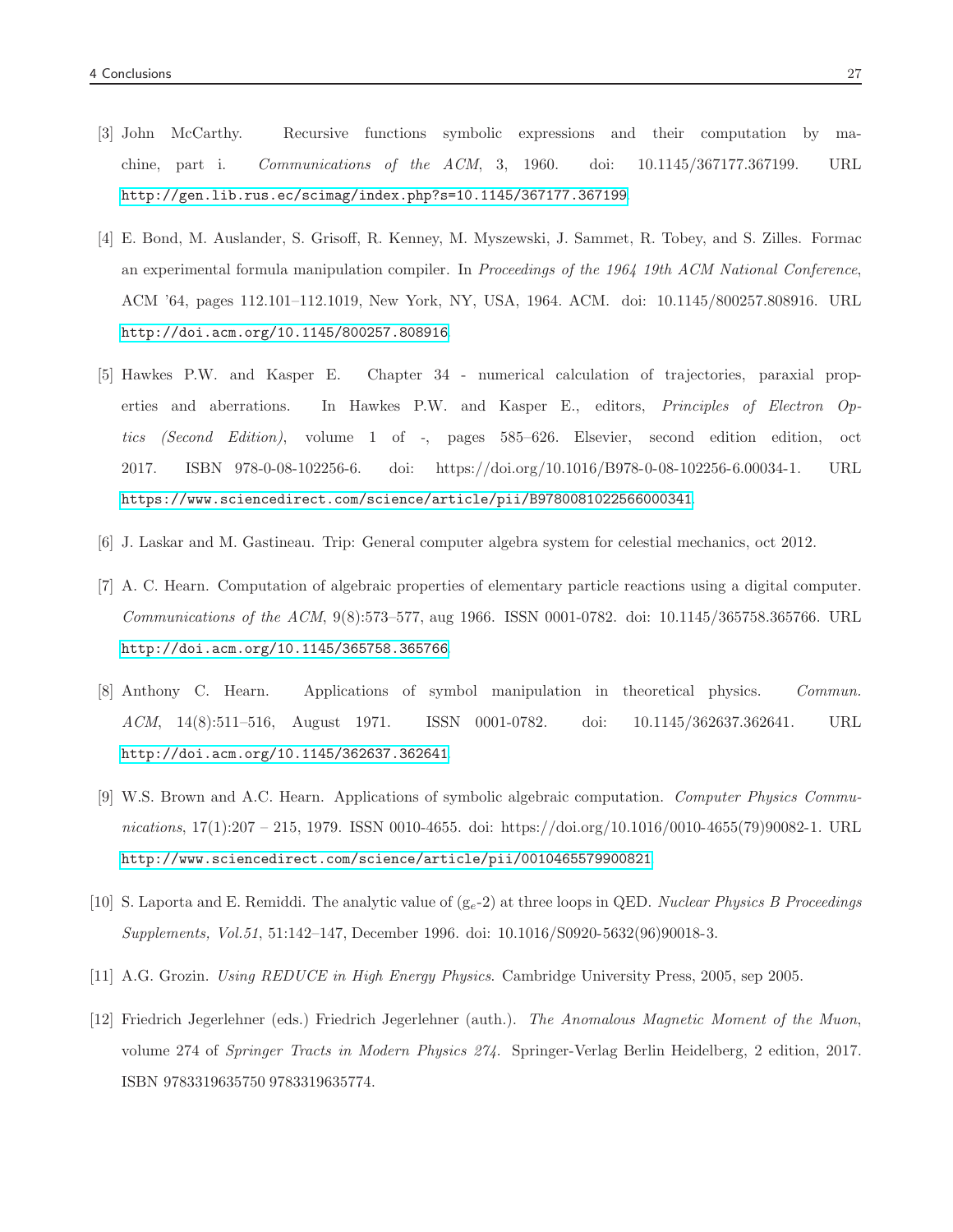[3] John McCarthy. Recursive functions symbolic expressions and their computation by machine, part i. *Communications of the ACM*, 3, 1960. doi: 10.1145/367177.367199. URL http://gen.lib.rus.ec/scimag/index.php?s=10.1145/367177.367199.

[4] E. Bond, M. Auslander, S. Grisoff, R. Kenney, M. Myszewski, J. Sammet, R. Tobey, and S. Zilles. Formac an experimental formula manipulation compiler. In *Proceedings of the 1964 19th ACM National Conference*, ACM '64, pages 112.101–112.1019, New York, NY, USA, 1964. ACM. doi: 10.1145/800257.808916. URL http://doi.acm.org/10.1145/800257.808916.

[5] Hawkes P.W. and Kasper E. Chapter 34 - numerical calculation of trajectories, paraxial properties and aberrations. In Hawkes P.W. and Kasper E., editors, *Principles of Electron Optics (Second Edition)*, volume 1 of -, pages 585–626. Elsevier, second edition edition, oct 2017. ISBN 978-0-08-102256-6. doi: https://doi.org/10.1016/B978-0-08-102256-6.00034-1. URL https://www.sciencedirect.com/science/article/pii/B9780081022566000341.

[6] J. Laskar and M. Gastineau. Trip: General computer algebra system for celestial mechanics, oct 2012.

[7] A. C. Hearn. Computation of algebraic properties of elementary particle reactions using a digital computer. *Communications of the ACM*, 9(8):573–577, aug 1966. ISSN 0001-0782. doi: 10.1145/365758.365766. URL http://doi.acm.org/10.1145/365758.365766.

[8] Anthony C. Hearn. Applications of symbol manipulation in theoretical physics. *Commun. ACM*, 14(8):511–516, August 1971. ISSN 0001-0782. doi: 10.1145/362637.362641. URL http://doi.acm.org/10.1145/362637.362641.

[9] W.S. Brown and A.C. Hearn. Applications of symbolic algebraic computation. *Computer Physics Communications*, 17(1):207 – 215, 1979. ISSN 0010-4655. doi: https://doi.org/10.1016/0010-4655(79)90082-1. URL http://www.sciencedirect.com/science/article/pii/0010465579900821.

[10] S. Laporta and E. Remiddi. The analytic value of ($g_e$-2) at three loops in QED. *Nuclear Physics B Proceedings Supplements, Vol.51*, 51:142–147, December 1996. doi: 10.1016/S0920-5632(96)90018-3.

[11] A.G. Grozin. *Using REDUCE in High Energy Physics*. Cambridge University Press, 2005, sep 2005.

[12] Friedrich Jegerlehner (eds.) Friedrich Jegerlehner (auth.). *The Anomalous Magnetic Moment of the Muon*, volume 274 of *Springer Tracts in Modern Physics 274*. Springer-Verlag Berlin Heidelberg, 2 edition, 2017. ISBN 9783319635750 9783319635774.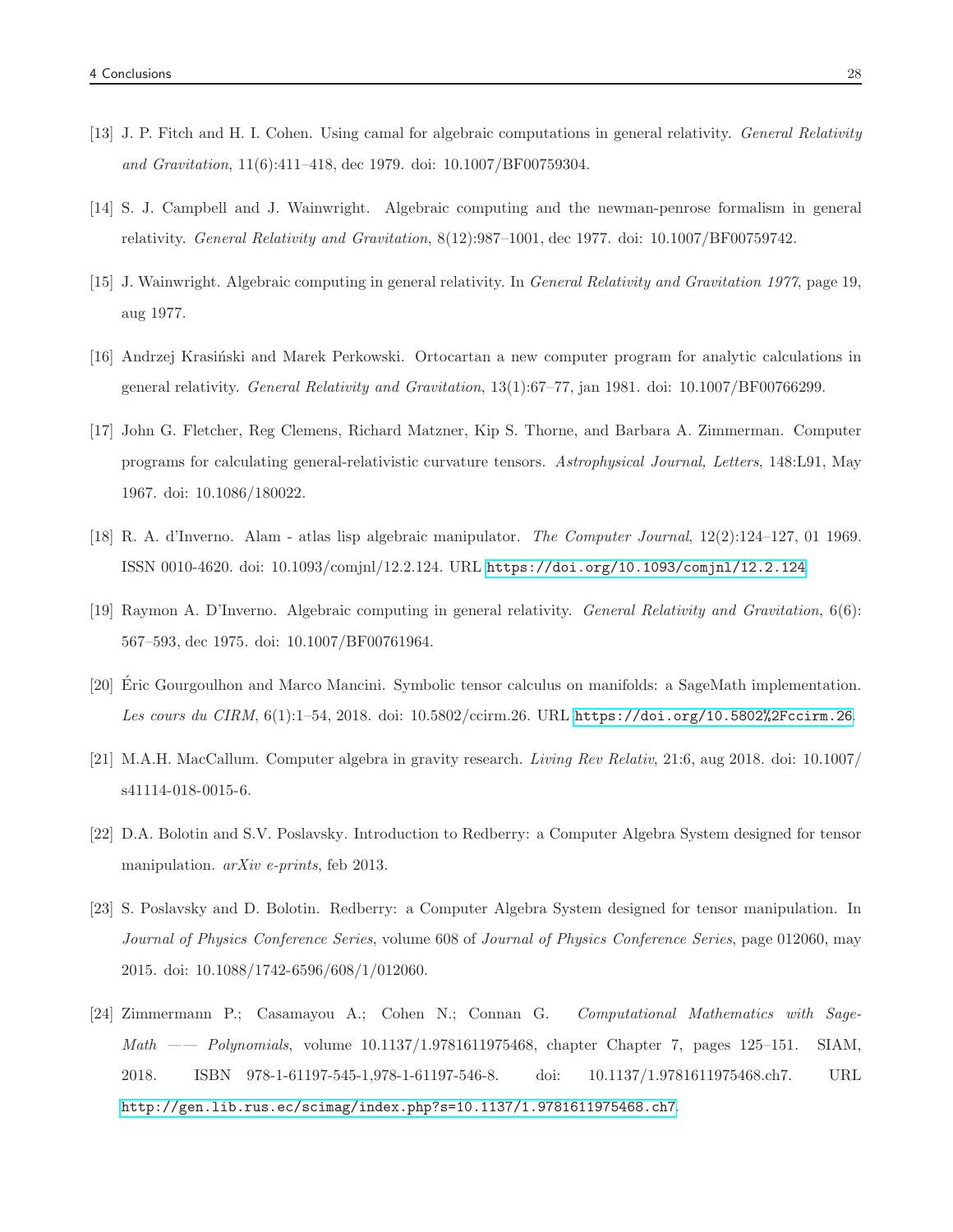[13] J. P. Fitch and H. I. Cohen. Using camal for algebraic computations in general relativity. *General Relativity and Gravitation*, 11(6):411–418, dec 1979. doi: 10.1007/BF00759304.

[14] S. J. Campbell and J. Wainwright. Algebraic computing and the newman-penrose formalism in general relativity. *General Relativity and Gravitation*, 8(12):987–1001, dec 1977. doi: 10.1007/BF00759742.

[15] J. Wainwright. Algebraic computing in general relativity. In *General Relativity and Gravitation 1977*, page 19, aug 1977.

[16] Andrzej Krasiński and Marek Perkowski. Ortocartan a new computer program for analytic calculations in general relativity. *General Relativity and Gravitation*, 13(1):67–77, jan 1981. doi: 10.1007/BF00766299.

[17] John G. Fletcher, Reg Clemens, Richard Matzner, Kip S. Thorne, and Barbara A. Zimmerman. Computer programs for calculating general-relativistic curvature tensors. *Astrophysical Journal, Letters*, 148:L91, May 1967. doi: 10.1086/180022.

[18] R. A. d'Inverno. Alam - atlas lisp algebraic manipulator. *The Computer Journal*, 12(2):124–127, 01 1969. ISSN 0010-4620. doi: 10.1093/comjnl/12.2.124. URL https://doi.org/10.1093/comjnl/12.2.124.

[19] Raymon A. D'Inverno. Algebraic computing in general relativity. *General Relativity and Gravitation*, 6(6): 567–593, dec 1975. doi: 10.1007/BF00761964.

[20] Éric Gourgoulhon and Marco Mancini. Symbolic tensor calculus on manifolds: a SageMath implementation. *Les cours du CIRM*, 6(1):1–54, 2018. doi: 10.5802/ccirm.26. URL https://doi.org/10.5802%2Fccirm.26.

[21] M.A.H. MacCallum. Computer algebra in gravity research. *Living Rev Relativ*, 21:6, aug 2018. doi: 10.1007/s41114-018-0015-6.

[22] D.A. Bolotin and S.V. Poslavsky. Introduction to Redberry: a Computer Algebra System designed for tensor manipulation. *arXiv e-prints*, feb 2013.

[23] S. Poslavsky and D. Bolotin. Redberry: a Computer Algebra System designed for tensor manipulation. In *Journal of Physics Conference Series*, volume 608 of *Journal of Physics Conference Series*, page 012060, may 2015. doi: 10.1088/1742-6596/608/1/012060.

[24] Zimmermann P.; Casamayou A.; Cohen N.; Connan G. *Computational Mathematics with SageMath —— Polynomials*, volume 10.1137/1.9781611975468, chapter Chapter 7, pages 125–151. SIAM, 2018. ISBN 978-1-61197-545-1,978-1-61197-546-8. doi: 10.1137/1.9781611975468.ch7. URL http://gen.lib.rus.ec/scimag/index.php?s=10.1137/1.9781611975468.ch7.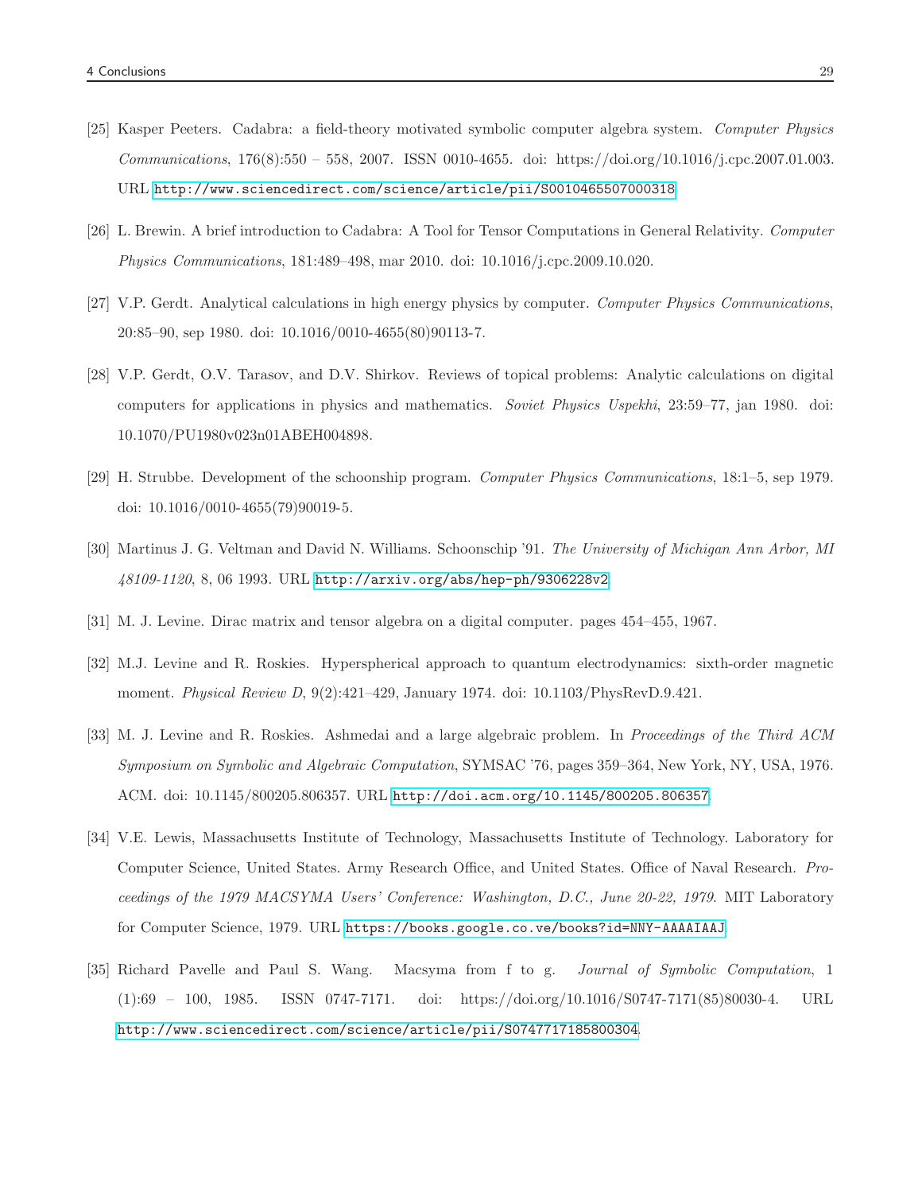[25] Kasper Peeters. Cadabra: a field-theory motivated symbolic computer algebra system. *Computer Physics Communications*, 176(8):550 – 558, 2007. ISSN 0010-4655. doi: https://doi.org/10.1016/j.cpc.2007.01.003. URL http://www.sciencedirect.com/science/article/pii/S0010465507000318.

[26] L. Brewin. A brief introduction to Cadabra: A Tool for Tensor Computations in General Relativity. *Computer Physics Communications*, 181:489–498, mar 2010. doi: 10.1016/j.cpc.2009.10.020.

[27] V.P. Gerdt. Analytical calculations in high energy physics by computer. *Computer Physics Communications*, 20:85–90, sep 1980. doi: 10.1016/0010-4655(80)90113-7.

[28] V.P. Gerdt, O.V. Tarasov, and D.V. Shirkov. Reviews of topical problems: Analytic calculations on digital computers for applications in physics and mathematics. *Soviet Physics Uspekhi*, 23:59–77, jan 1980. doi: 10.1070/PU1980v023n01ABEH004898.

[29] H. Strubbe. Development of the schoonship program. *Computer Physics Communications*, 18:1–5, sep 1979. doi: 10.1016/0010-4655(79)90019-5.

[30] Martinus J. G. Veltman and David N. Williams. Schoonschip '91. *The University of Michigan Ann Arbor, MI 48109-1120*, 8, 06 1993. URL http://arxiv.org/abs/hep-ph/9306228v2.

[31] M. J. Levine. Dirac matrix and tensor algebra on a digital computer. pages 454–455, 1967.

[32] M.J. Levine and R. Roskies. Hyperspherical approach to quantum electrodynamics: sixth-order magnetic moment. *Physical Review D*, 9(2):421–429, January 1974. doi: 10.1103/PhysRevD.9.421.

[33] M. J. Levine and R. Roskies. Ashmedai and a large algebraic problem. In *Proceedings of the Third ACM Symposium on Symbolic and Algebraic Computation*, SYMSAC '76, pages 359–364, New York, NY, USA, 1976. ACM. doi: 10.1145/800205.806357. URL http://doi.acm.org/10.1145/800205.806357.

[34] V.E. Lewis, Massachusetts Institute of Technology, Massachusetts Institute of Technology. Laboratory for Computer Science, United States. Army Research Office, and United States. Office of Naval Research. *Proceedings of the 1979 MACSYMA Users' Conference: Washington, D.C., June 20-22, 1979*. MIT Laboratory for Computer Science, 1979. URL https://books.google.co.ve/books?id=NNY-AAAAIAAJ.

[35] Richard Pavelle and Paul S. Wang. Macsyma from f to g. *Journal of Symbolic Computation*, 1 (1):69 – 100, 1985. ISSN 0747-7171. doi: https://doi.org/10.1016/S0747-7171(85)80030-4. URL http://www.sciencedirect.com/science/article/pii/S0747717185800304.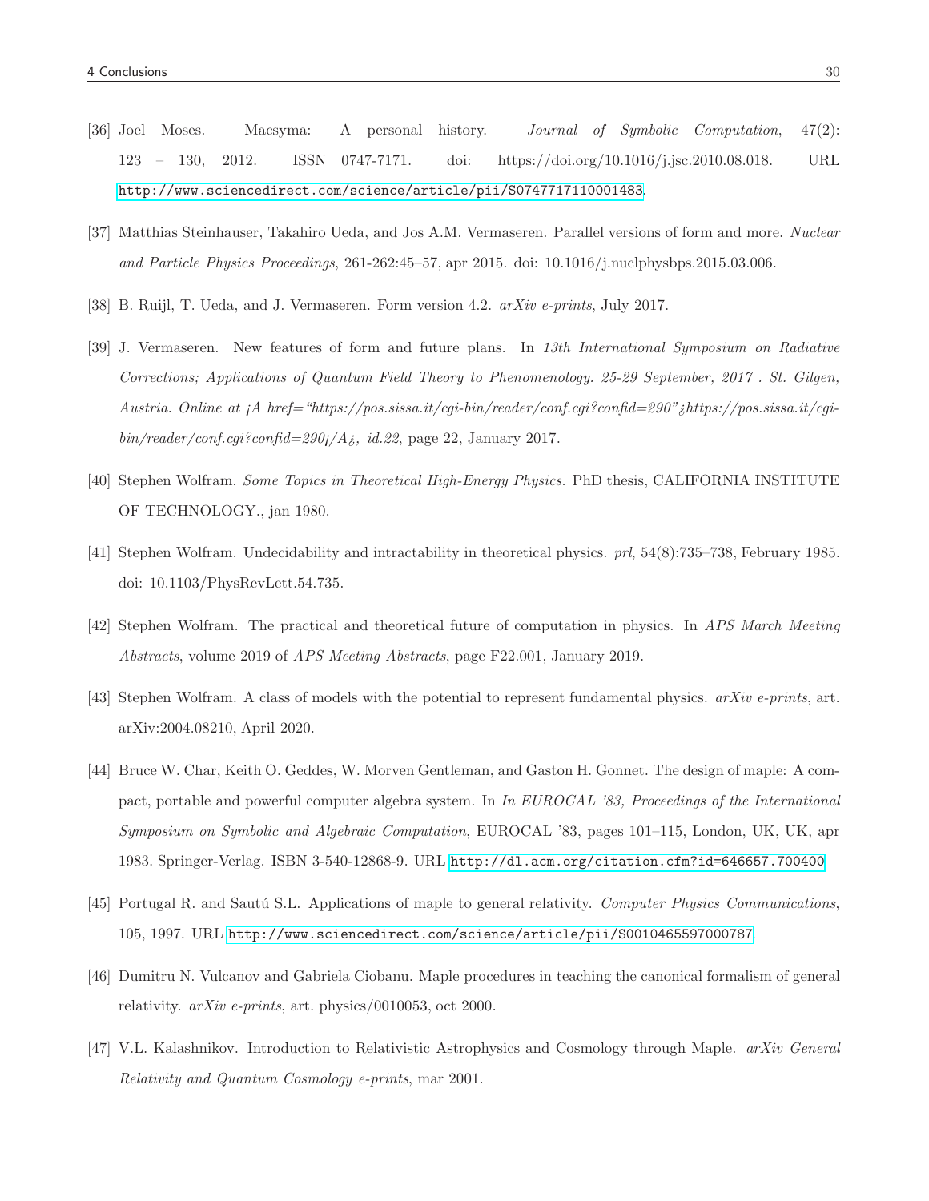[36] Joel Moses. Macsyma: A personal history. *Journal of Symbolic Computation*, 47(2): 123 – 130, 2012. ISSN 0747-7171. doi: https://doi.org/10.1016/j.jsc.2010.08.018. URL http://www.sciencedirect.com/science/article/pii/S0747717110001483.

[37] Matthias Steinhauser, Takahiro Ueda, and Jos A.M. Vermaseren. Parallel versions of form and more. *Nuclear and Particle Physics Proceedings*, 261-262:45–57, apr 2015. doi: 10.1016/j.nuclphysbps.2015.03.006.

[38] B. Ruijl, T. Ueda, and J. Vermaseren. Form version 4.2. *arXiv e-prints*, July 2017.

[39] J. Vermaseren. New features of form and future plans. In *13th International Symposium on Radiative Corrections; Applications of Quantum Field Theory to Phenomenology. 25-29 September, 2017 . St. Gilgen, Austria. Online at ¡A href="https://pos.sissa.it/cgi-bin/reader/conf.cgi?confid=290"¿https://pos.sissa.it/cgi-bin/reader/conf.cgi?confid=290¡/A¿, id.22*, page 22, January 2017.

[40] Stephen Wolfram. *Some Topics in Theoretical High-Energy Physics.* PhD thesis, CALIFORNIA INSTITUTE OF TECHNOLOGY., jan 1980.

[41] Stephen Wolfram. Undecidability and intractability in theoretical physics. *prl*, 54(8):735–738, February 1985. doi: 10.1103/PhysRevLett.54.735.

[42] Stephen Wolfram. The practical and theoretical future of computation in physics. In *APS March Meeting Abstracts*, volume 2019 of *APS Meeting Abstracts*, page F22.001, January 2019.

[43] Stephen Wolfram. A class of models with the potential to represent fundamental physics. *arXiv e-prints*, art. arXiv:2004.08210, April 2020.

[44] Bruce W. Char, Keith O. Geddes, W. Morven Gentleman, and Gaston H. Gonnet. The design of maple: A compact, portable and powerful computer algebra system. In *In EUROCAL '83, Proceedings of the International Symposium on Symbolic and Algebraic Computation*, EUROCAL '83, pages 101–115, London, UK, UK, apr 1983. Springer-Verlag. ISBN 3-540-12868-9. URL http://dl.acm.org/citation.cfm?id=646657.700400.

[45] Portugal R. and Sautú S.L. Applications of maple to general relativity. *Computer Physics Communications*, 105, 1997. URL http://www.sciencedirect.com/science/article/pii/S0010465597000787.

[46] Dumitru N. Vulcanov and Gabriela Ciobanu. Maple procedures in teaching the canonical formalism of general relativity. *arXiv e-prints*, art. physics/0010053, oct 2000.

[47] V.L. Kalashnikov. Introduction to Relativistic Astrophysics and Cosmology through Maple. *arXiv General Relativity and Quantum Cosmology e-prints*, mar 2001.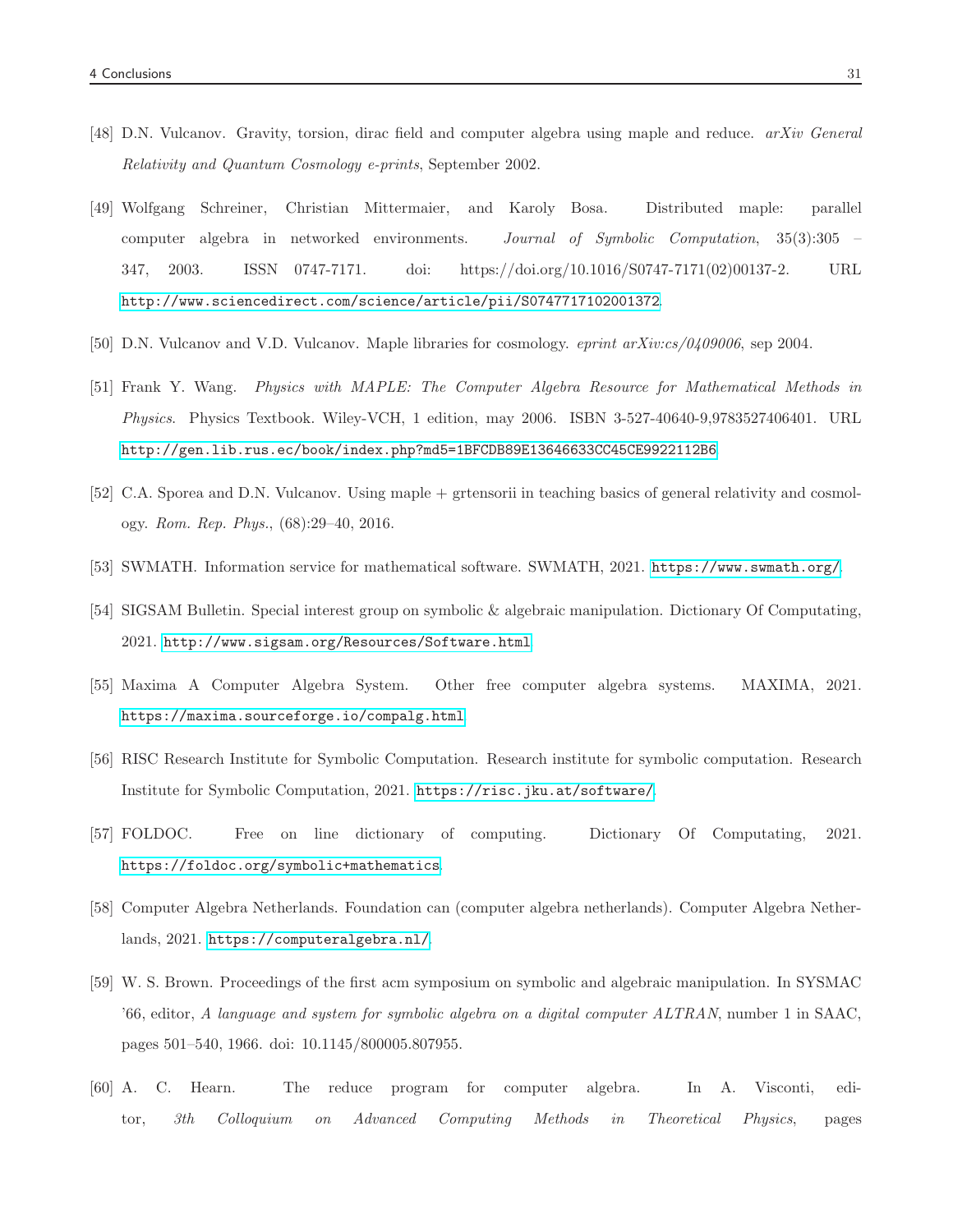[48] D.N. Vulcanov. Gravity, torsion, dirac field and computer algebra using maple and reduce. *arXiv General Relativity and Quantum Cosmology e-prints*, September 2002.

[49] Wolfgang Schreiner, Christian Mittermaier, and Karoly Bosa. Distributed maple: parallel computer algebra in networked environments. *Journal of Symbolic Computation*, 35(3):305 – 347, 2003. ISSN 0747-7171. doi: https://doi.org/10.1016/S0747-7171(02)00137-2. URL http://www.sciencedirect.com/science/article/pii/S0747717102001372.

[50] D.N. Vulcanov and V.D. Vulcanov. Maple libraries for cosmology. *eprint arXiv:cs/0409006*, sep 2004.

[51] Frank Y. Wang. *Physics with MAPLE: The Computer Algebra Resource for Mathematical Methods in Physics*. Physics Textbook. Wiley-VCH, 1 edition, may 2006. ISBN 3-527-40640-9,9783527406401. URL http://gen.lib.rus.ec/book/index.php?md5=1BFCDB89E13646633CC45CE9922112B6.

[52] C.A. Sporea and D.N. Vulcanov. Using maple + grtensorii in teaching basics of general relativity and cosmology. *Rom. Rep. Phys.*, (68):29–40, 2016.

[53] SWMATH. Information service for mathematical software. SWMATH, 2021. https://www.swmath.org/.

[54] SIGSAM Bulletin. Special interest group on symbolic & algebraic manipulation. Dictionary Of Computing, 2021. http://www.sigsam.org/Resources/Software.html.

[55] Maxima A Computer Algebra System. Other free computer algebra systems. MAXIMA, 2021. https://maxima.sourceforge.io/compalg.html.

[56] RISC Research Institute for Symbolic Computation. Research institute for symbolic computation. Research Institute for Symbolic Computation, 2021. https://risc.jku.at/software/.

[57] FOLDOC. Free on line dictionary of computing. Dictionary Of Computating, 2021. https://foldoc.org/symbolic+mathematics.

[58] Computer Algebra Netherlands. Foundation can (computer algebra netherlands). Computer Algebra Netherlands, 2021. https://computeralgebra.nl/.

[59] W. S. Brown. Proceedings of the first acm symposium on symbolic and algebraic manipulation. In SYSMAC '66, editor, *A language and system for symbolic algebra on a digital computer ALTRAN*, number 1 in SAAC, pages 501–540, 1966. doi: 10.1145/800005.807955.

[60] A. C. Hearn. The reduce program for computer algebra. In A. Visconti, editor, *3th Colloquium on Advanced Computing Methods in Theoretical Physics*, pages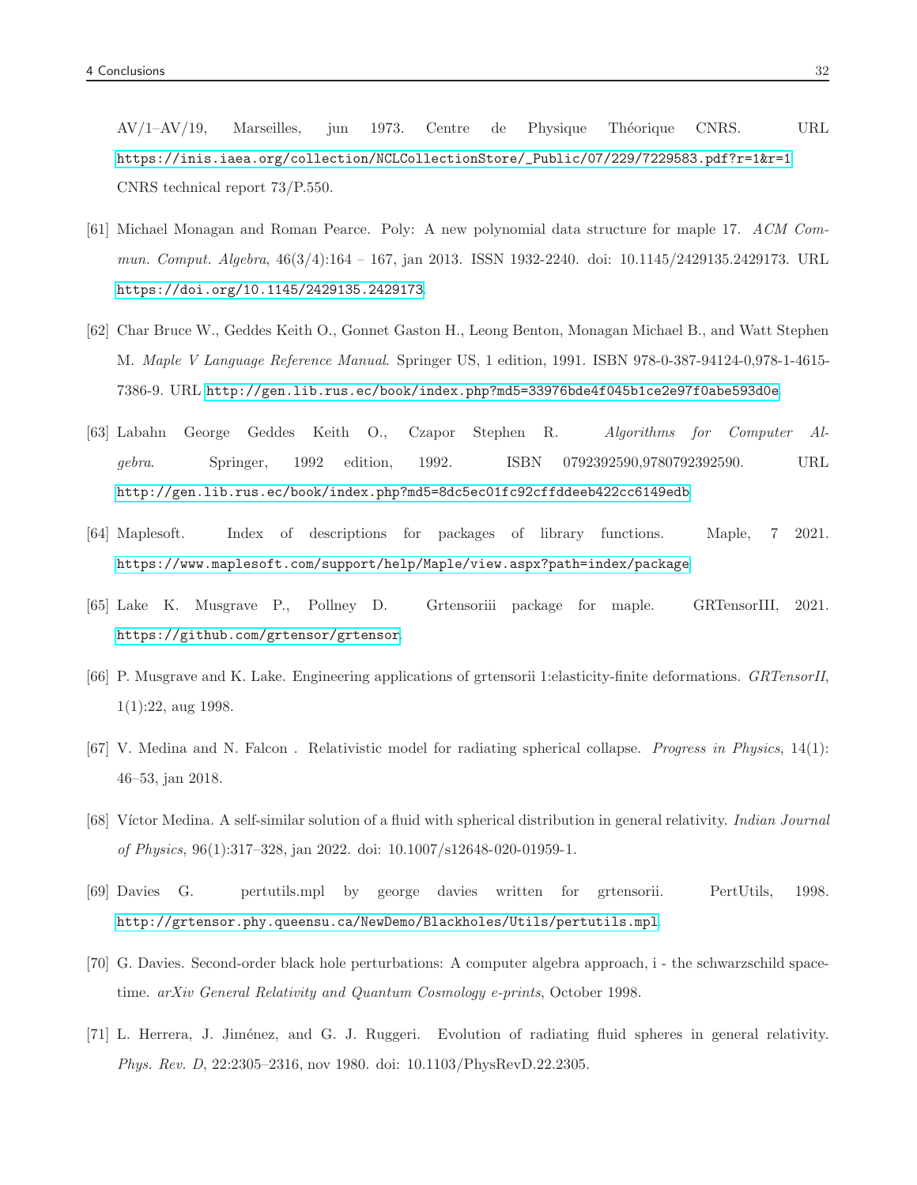AV/1–AV/19, Marseilles, jun 1973. Centre de Physique Théorique CNRS. URL https://inis.iaea.org/collection/NCLCollectionStore/_Public/07/229/7229583.pdf?r=1&r=1. CNRS technical report 73/P.550.

[61] Michael Monagan and Roman Pearce. Poly: A new polynomial data structure for maple 17. *ACM Commun. Comput. Algebra*, 46(3/4):164 – 167, jan 2013. ISSN 1932-2240. doi: 10.1145/2429135.2429173. URL https://doi.org/10.1145/2429135.2429173.

[62] Char Bruce W., Geddes Keith O., Gonnet Gaston H., Leong Benton, Monagan Michael B., and Watt Stephen M. *Maple V Language Reference Manual*. Springer US, 1 edition, 1991. ISBN 978-0-387-94124-0,978-1-4615-7386-9. URL http://gen.lib.rus.ec/book/index.php?md5=33976bde4f045b1ce2e97f0abe593d0e.

[63] Labahn George Geddes Keith O., Czapor Stephen R. *Algorithms for Computer Algebra*. Springer, 1992 edition, 1992. ISBN 0792392590,9780792392590. URL http://gen.lib.rus.ec/book/index.php?md5=8dc5ec01fc92cffddeeb422cc6149edb.

[64] Maplesoft. Index of descriptions for packages of library functions. Maple, 7 2021. https://www.maplesoft.com/support/help/Maple/view.aspx?path=index/package.

[65] Lake K. Musgrave P., Pollney D. Grtensoriii package for maple. GRTensorIII, 2021. https://github.com/grtensor/grtensor.

[66] P. Musgrave and K. Lake. Engineering applications of grtensorii 1:elasticity-finite deformations. *GRTensorII*, 1(1):22, aug 1998.

[67] V. Medina and N. Falcon . Relativistic model for radiating spherical collapse. *Progress in Physics*, 14(1): 46–53, jan 2018.

[68] Víctor Medina. A self-similar solution of a fluid with spherical distribution in general relativity. *Indian Journal of Physics*, 96(1):317–328, jan 2022. doi: 10.1007/s12648-020-01959-1.

[69] Davies G. pertutils.mpl by george davies written for grtensorii. PertUtils, 1998. http://grtensor.phy.queensu.ca/NewDemo/Blackholes/Utils/pertutils.mpl.

[70] G. Davies. Second-order black hole perturbations: A computer algebra approach, i - the schwarzschild spacetime. *arXiv General Relativity and Quantum Cosmology e-prints*, October 1998.

[71] L. Herrera, J. Jiménez, and G. J. Ruggeri. Evolution of radiating fluid spheres in general relativity. *Phys. Rev. D*, 22:2305–2316, nov 1980. doi: 10.1103/PhysRevD.22.2305.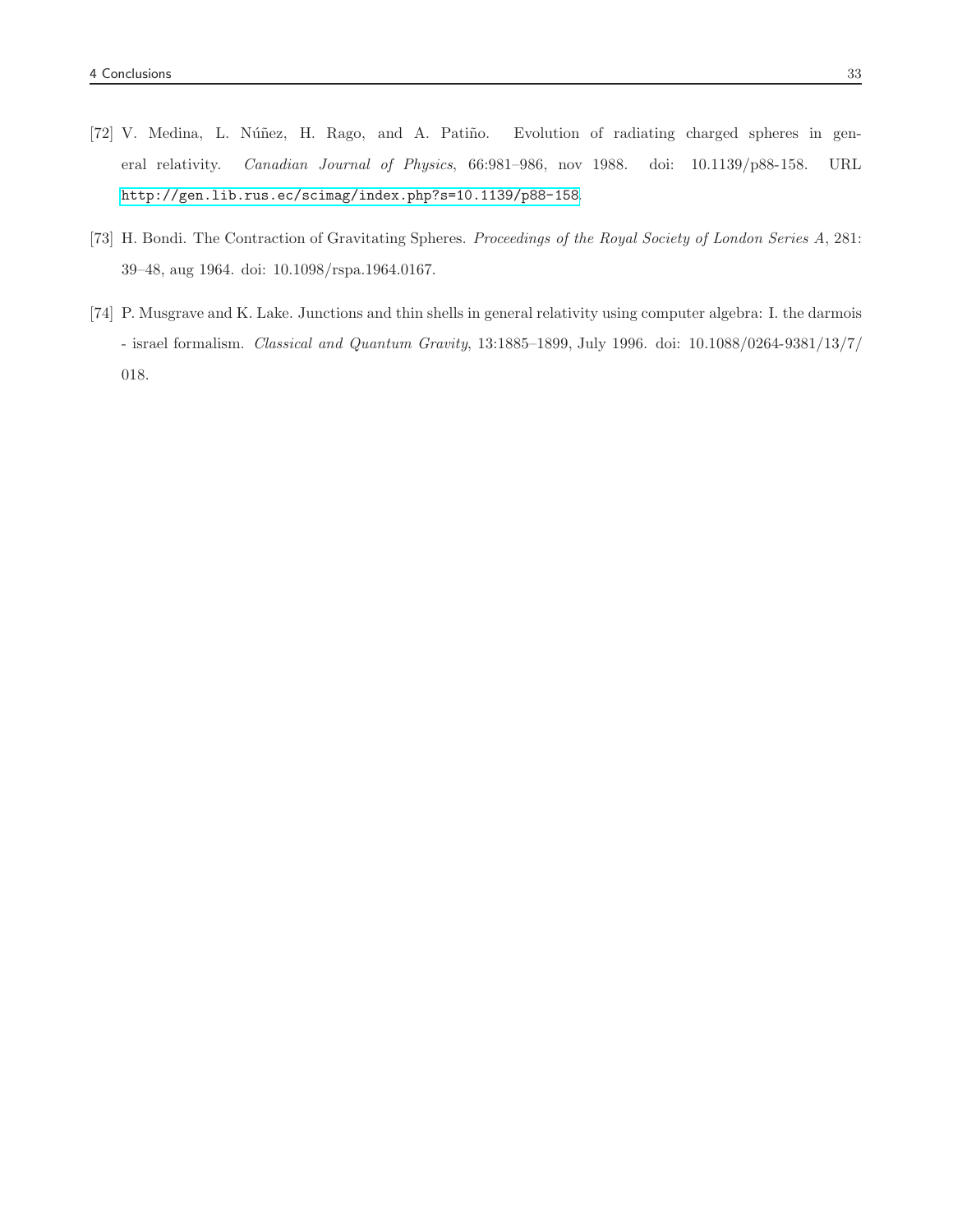[72] V. Medina, L. Núñez, H. Rago, and A. Patiño. Evolution of radiating charged spheres in general relativity. *Canadian Journal of Physics*, 66:981–986, nov 1988. doi: 10.1139/p88-158. URL http://gen.lib.rus.ec/scimag/index.php?s=10.1139/p88-158.

[73] H. Bondi. The Contraction of Gravitating Spheres. *Proceedings of the Royal Society of London Series A*, 281: 39–48, aug 1964. doi: 10.1098/rspa.1964.0167.

[74] P. Musgrave and K. Lake. Junctions and thin shells in general relativity using computer algebra: I. the darmois - israel formalism. *Classical and Quantum Gravity*, 13:1885–1899, July 1996. doi: 10.1088/0264-9381/13/7/018.